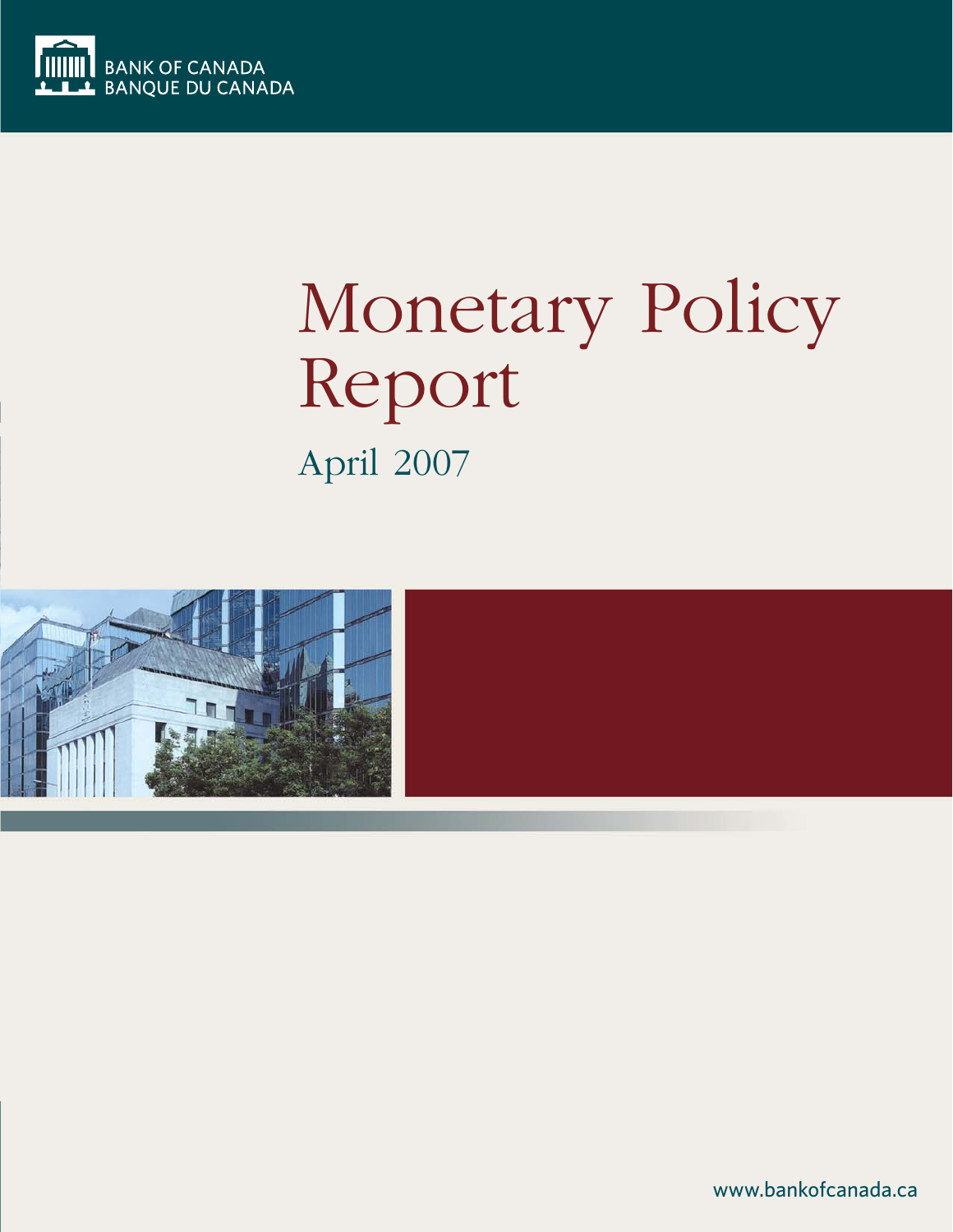BANK OF CANADA
BANQUE DU CANADA

# Monetary Policy Report

## April 2007

www.bankofcanada.ca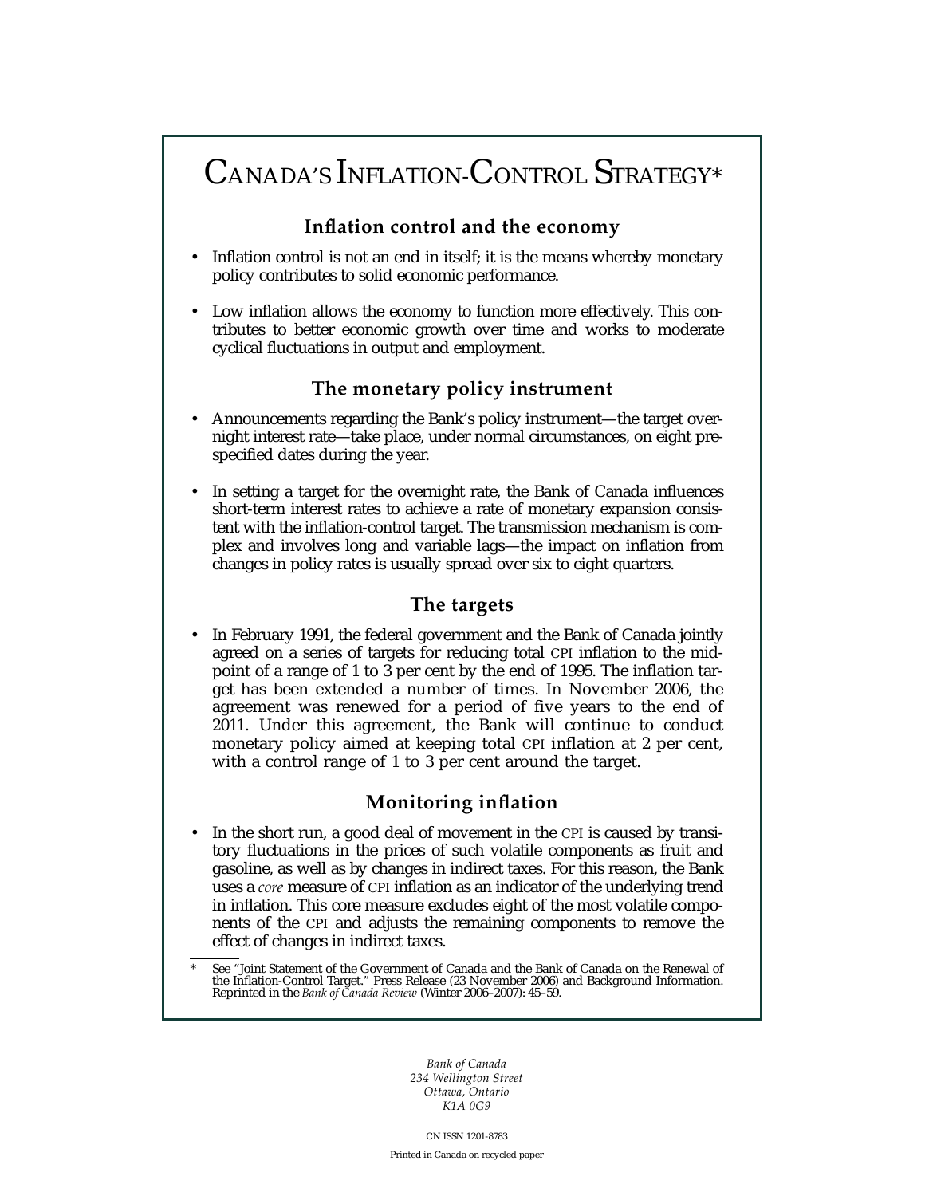# Canada's Inflation-Control Strategy*

## Inflation control and the economy

- Inflation control is not an end in itself; it is the means whereby monetary policy contributes to solid economic performance.
- Low inflation allows the economy to function more effectively. This contributes to better economic growth over time and works to moderate cyclical fluctuations in output and employment.

## The monetary policy instrument

- Announcements regarding the Bank's policy instrument—the target overnight interest rate—take place, under normal circumstances, on eight prespecified dates during the year.
- In setting a target for the overnight rate, the Bank of Canada influences short-term interest rates to achieve a rate of monetary expansion consistent with the inflation-control target. The transmission mechanism is complex and involves long and variable lags—the impact on inflation from changes in policy rates is usually spread over six to eight quarters.

## The targets

- In February 1991, the federal government and the Bank of Canada jointly agreed on a series of targets for reducing total CPI inflation to the midpoint of a range of 1 to 3 per cent by the end of 1995. The inflation target has been extended a number of times. In November 2006, the agreement was renewed for a period of five years to the end of 2011. Under this agreement, the Bank will continue to conduct monetary policy aimed at keeping total CPI inflation at 2 per cent, with a control range of 1 to 3 per cent around the target.

## Monitoring inflation

- In the short run, a good deal of movement in the CPI is caused by transitory fluctuations in the prices of such volatile components as fruit and gasoline, as well as by changes in indirect taxes. For this reason, the Bank uses a *core* measure of CPI inflation as an indicator of the underlying trend in inflation. This core measure excludes eight of the most volatile components of the CPI and adjusts the remaining components to remove the effect of changes in indirect taxes.

\* See "Joint Statement of the Government of Canada and the Bank of Canada on the Renewal of the Inflation-Control Target." Press Release (23 November 2006) and Background Information. Reprinted in the *Bank of Canada Review* (Winter 2006–2007): 45–59.

*Bank of Canada*
*234 Wellington Street*
*Ottawa, Ontario*
*K1A 0G9*

CN ISSN 1201-8783

Printed in Canada on recycled paper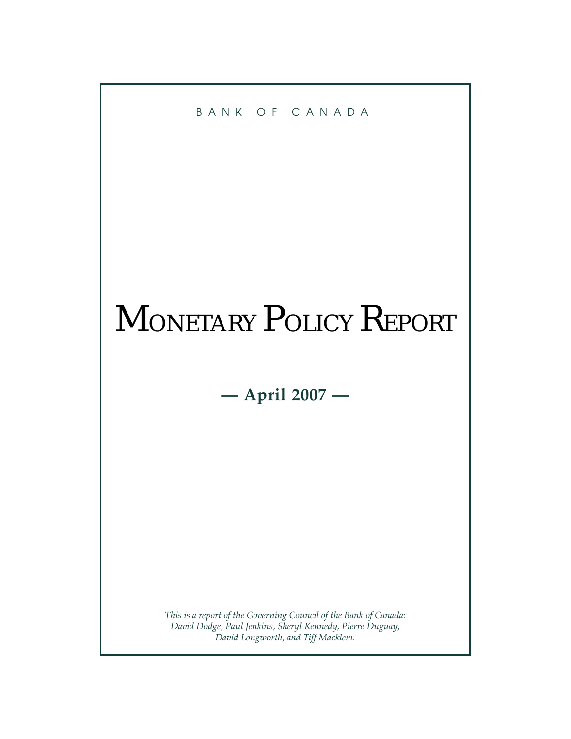BANK OF CANADA

# MONETARY POLICY REPORT

**— April 2007 —**

*This is a report of the Governing Council of the Bank of Canada: David Dodge, Paul Jenkins, Sheryl Kennedy, Pierre Duguay, David Longworth, and Tiff Macklem.*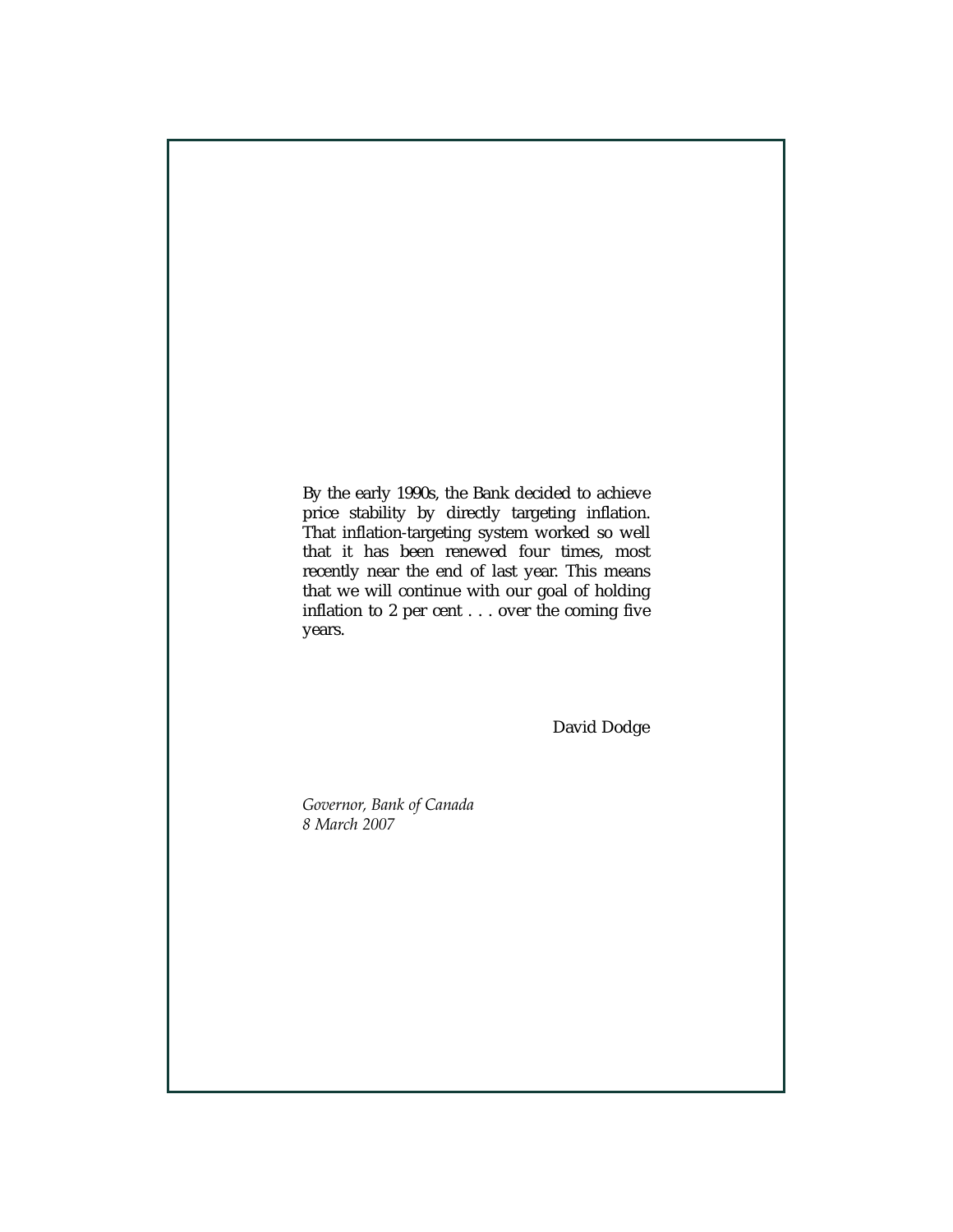By the early 1990s, the Bank decided to achieve price stability by directly targeting inflation. That inflation-targeting system worked so well that it has been renewed four times, most recently near the end of last year. This means that we will continue with our goal of holding inflation to 2 per cent . . . over the coming five years.

David Dodge

*Governor, Bank of Canada*
*8 March 2007*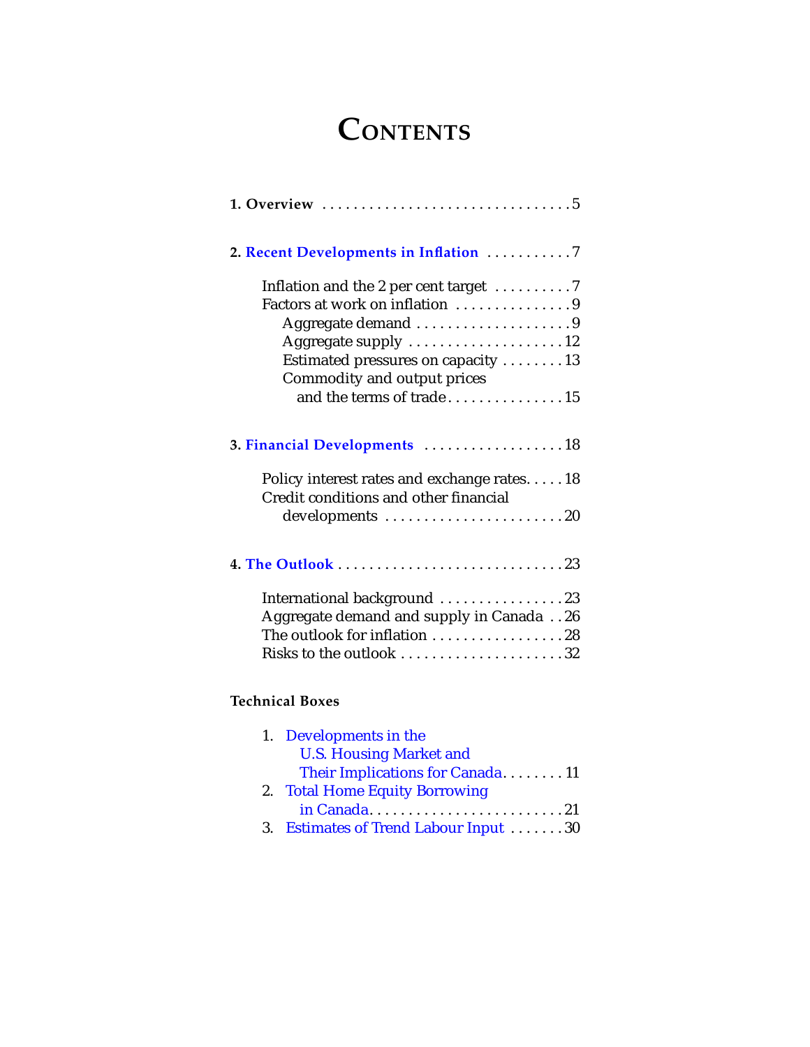# Contents

**1. Overview** . . . . . . . . . . . . . . . . . . . . . . . . . . . . . . . . 5

**2. Recent Developments in Inflation** . . . . . . . . . . . 7

- Inflation and the 2 per cent target . . . . . . . . . . 7
- Factors at work on inflation . . . . . . . . . . . . . . . 9
  - Aggregate demand . . . . . . . . . . . . . . . . . . . . 9
  - Aggregate supply . . . . . . . . . . . . . . . . . . . . 12
  - Estimated pressures on capacity . . . . . . . . 13
  - Commodity and output prices and the terms of trade . . . . . . . . . . . . . . . 15

**3. Financial Developments** . . . . . . . . . . . . . . . . . . 18

- Policy interest rates and exchange rates . . . . . 18
- Credit conditions and other financial developments . . . . . . . . . . . . . . . . . . . . . . . 20

**4. The Outlook** . . . . . . . . . . . . . . . . . . . . . . . . . . . . . 23

- International background . . . . . . . . . . . . . . . . 23
- Aggregate demand and supply in Canada . . 26
- The outlook for inflation . . . . . . . . . . . . . . . . . 28
- Risks to the outlook . . . . . . . . . . . . . . . . . . . . . 32

**Technical Boxes**

1. Developments in the U.S. Housing Market and Their Implications for Canada . . . . . . . . 11
2. Total Home Equity Borrowing in Canada . . . . . . . . . . . . . . . . . . . . . . . . . . 21
3. Estimates of Trend Labour Input . . . . . . . 30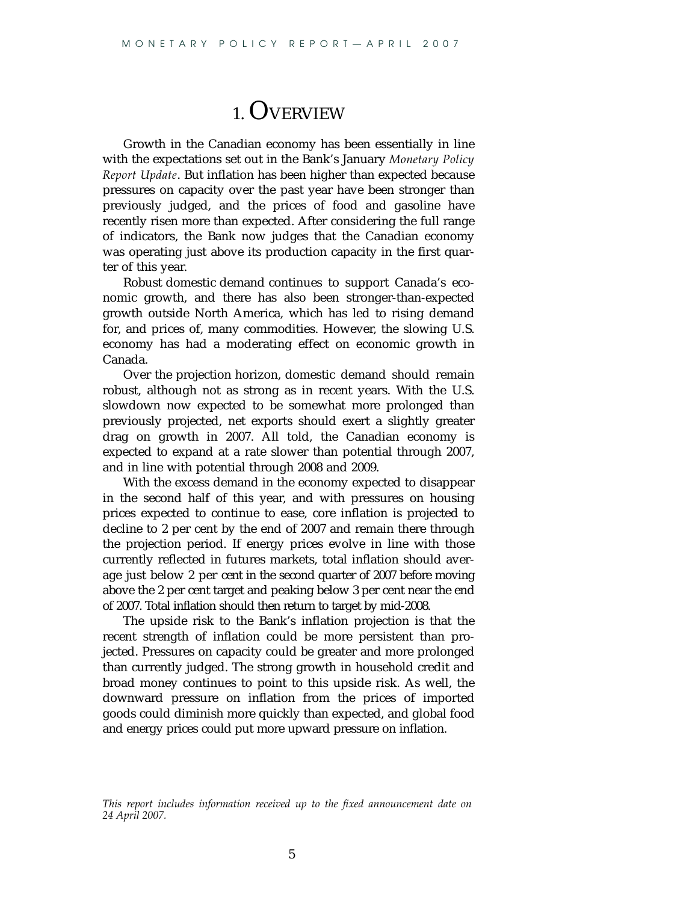# 1. Overview

Growth in the Canadian economy has been essentially in line with the expectations set out in the Bank's January *Monetary Policy Report Update*. But inflation has been higher than expected because pressures on capacity over the past year have been stronger than previously judged, and the prices of food and gasoline have recently risen more than expected. After considering the full range of indicators, the Bank now judges that the Canadian economy was operating just above its production capacity in the first quarter of this year.

Robust domestic demand continues to support Canada's economic growth, and there has also been stronger-than-expected growth outside North America, which has led to rising demand for, and prices of, many commodities. However, the slowing U.S. economy has had a moderating effect on economic growth in Canada.

Over the projection horizon, domestic demand should remain robust, although not as strong as in recent years. With the U.S. slowdown now expected to be somewhat more prolonged than previously projected, net exports should exert a slightly greater drag on growth in 2007. All told, the Canadian economy is expected to expand at a rate slower than potential through 2007, and in line with potential through 2008 and 2009.

With the excess demand in the economy expected to disappear in the second half of this year, and with pressures on housing prices expected to continue to ease, core inflation is projected to decline to 2 per cent by the end of 2007 and remain there through the projection period. If energy prices evolve in line with those currently reflected in futures markets, total inflation should average just below 2 per cent in the second quarter of 2007 before moving above the 2 per cent target and peaking below 3 per cent near the end of 2007. Total inflation should then return to target by mid-2008.

The upside risk to the Bank's inflation projection is that the recent strength of inflation could be more persistent than projected. Pressures on capacity could be greater and more prolonged than currently judged. The strong growth in household credit and broad money continues to point to this upside risk. As well, the downward pressure on inflation from the prices of imported goods could diminish more quickly than expected, and global food and energy prices could put more upward pressure on inflation.

*This report includes information received up to the fixed announcement date on 24 April 2007.*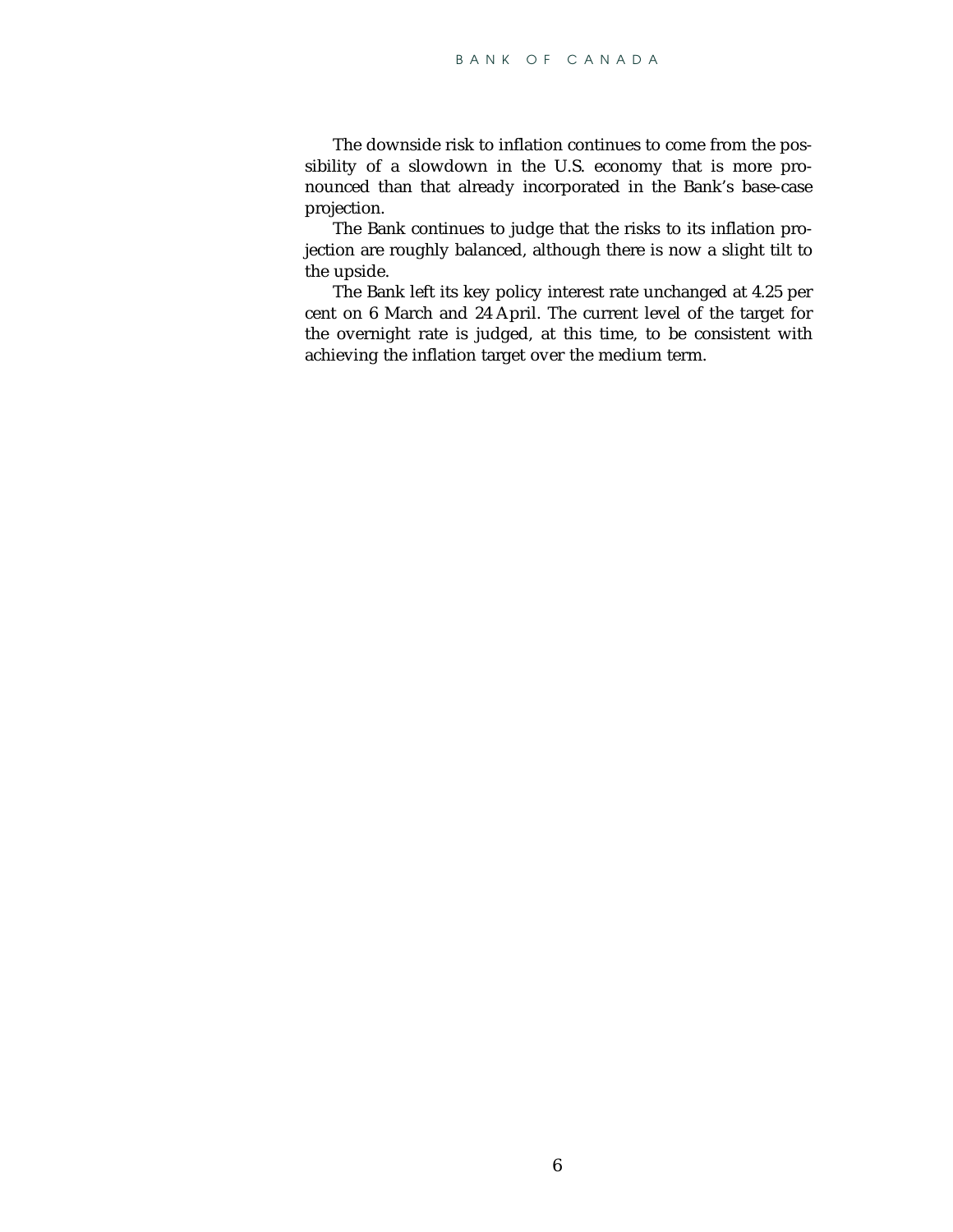The downside risk to inflation continues to come from the possibility of a slowdown in the U.S. economy that is more pronounced than that already incorporated in the Bank's base-case projection.

The Bank continues to judge that the risks to its inflation projection are roughly balanced, although there is now a slight tilt to the upside.

The Bank left its key policy interest rate unchanged at 4.25 per cent on 6 March and 24 April. The current level of the target for the overnight rate is judged, at this time, to be consistent with achieving the inflation target over the medium term.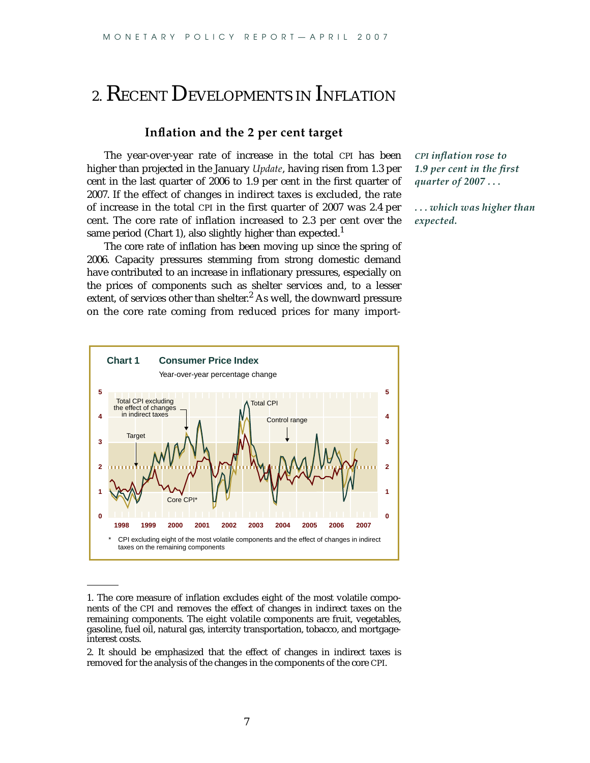## 2. Recent Developments in Inflation

### Inflation and the 2 per cent target

*CPI inflation rose to 1.9 per cent in the first quarter of 2007 . . .*

*. . . which was higher than expected.*

The year-over-year rate of increase in the total CPI has been higher than projected in the January *Update*, having risen from 1.3 per cent in the last quarter of 2006 to 1.9 per cent in the first quarter of 2007. If the effect of changes in indirect taxes is excluded, the rate of increase in the total CPI in the first quarter of 2007 was 2.4 per cent. The core rate of inflation increased to 2.3 per cent over the same period (Chart 1), also slightly higher than expected.[1]

The core rate of inflation has been moving up since the spring of 2006. Capacity pressures stemming from strong domestic demand have contributed to an increase in inflationary pressures, especially on the prices of components such as shelter services and, to a lesser extent, of services other than shelter.[2] As well, the downward pressure on the core rate coming from reduced prices for many import-

**Chart 1 Consumer Price Index**

Year-over-year percentage change

\* CPI excluding eight of the most volatile components and the effect of changes in indirect taxes on the remaining components

---

1. The core measure of inflation excludes eight of the most volatile components of the CPI and removes the effect of changes in indirect taxes on the remaining components. The eight volatile components are fruit, vegetables, gasoline, fuel oil, natural gas, intercity transportation, tobacco, and mortgage-interest costs.

2. It should be emphasized that the effect of changes in indirect taxes is removed for the analysis of the changes in the components of the core CPI.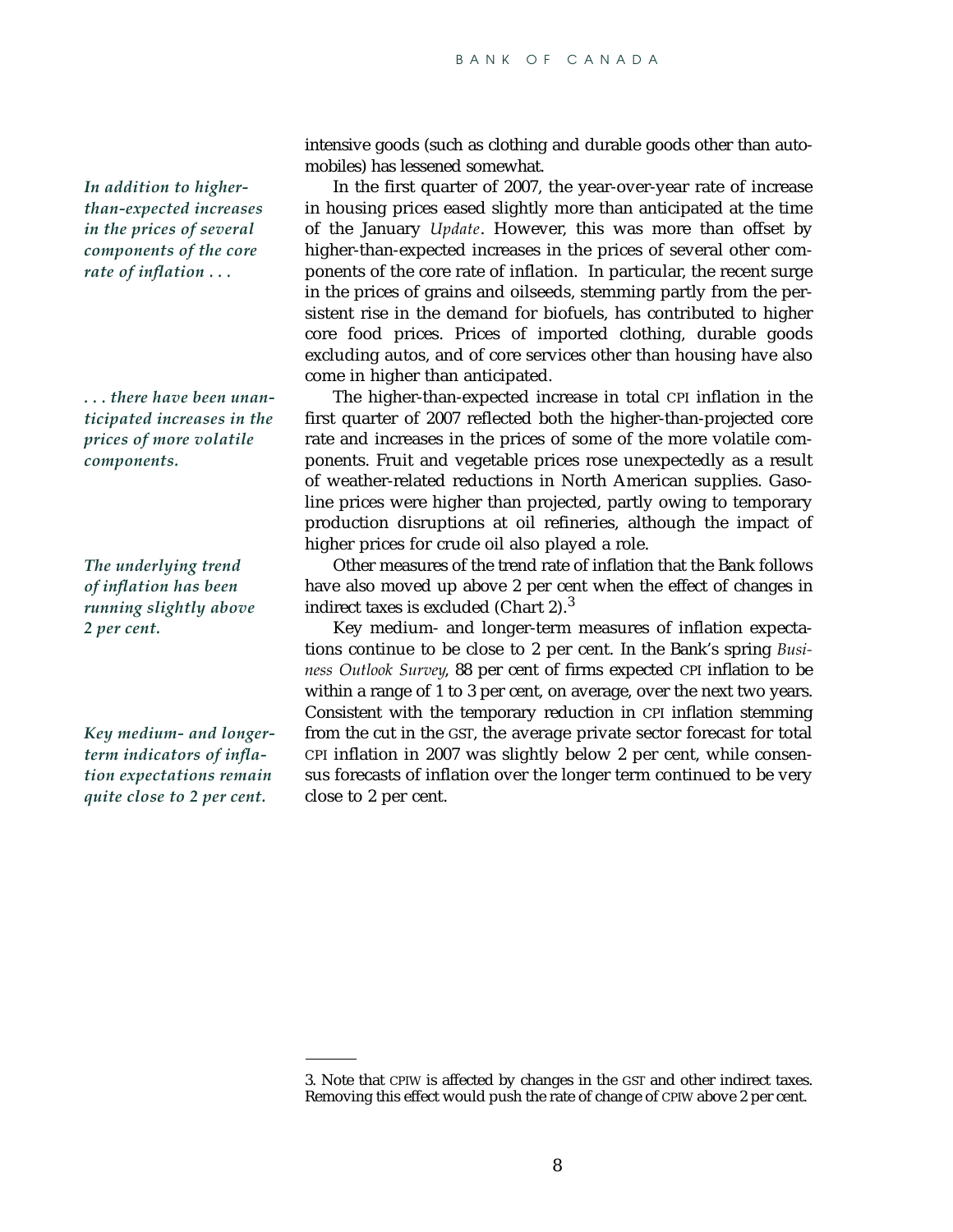intensive goods (such as clothing and durable goods other than automobiles) has lessened somewhat.

*In addition to higher-than-expected increases in the prices of several components of the core rate of inflation . . .*

In the first quarter of 2007, the year-over-year rate of increase in housing prices eased slightly more than anticipated at the time of the January *Update*. However, this was more than offset by higher-than-expected increases in the prices of several other components of the core rate of inflation. In particular, the recent surge in the prices of grains and oilseeds, stemming partly from the persistent rise in the demand for biofuels, has contributed to higher core food prices. Prices of imported clothing, durable goods excluding autos, and of core services other than housing have also come in higher than anticipated.

*. . . there have been unanticipated increases in the prices of more volatile components.*

The higher-than-expected increase in total CPI inflation in the first quarter of 2007 reflected both the higher-than-projected core rate and increases in the prices of some of the more volatile components. Fruit and vegetable prices rose unexpectedly as a result of weather-related reductions in North American supplies. Gasoline prices were higher than projected, partly owing to temporary production disruptions at oil refineries, although the impact of higher prices for crude oil also played a role.

*The underlying trend of inflation has been running slightly above 2 per cent.*

Other measures of the trend rate of inflation that the Bank follows have also moved up above 2 per cent when the effect of changes in indirect taxes is excluded (Chart 2).[3]

*Key medium- and longer-term indicators of inflation expectations remain quite close to 2 per cent.*

Key medium- and longer-term measures of inflation expectations continue to be close to 2 per cent. In the Bank's spring *Business Outlook Survey*, 88 per cent of firms expected CPI inflation to be within a range of 1 to 3 per cent, on average, over the next two years. Consistent with the temporary reduction in CPI inflation stemming from the cut in the GST, the average private sector forecast for total CPI inflation in 2007 was slightly below 2 per cent, while consensus forecasts of inflation over the longer term continued to be very close to 2 per cent.

---

3. Note that CPIW is affected by changes in the GST and other indirect taxes. Removing this effect would push the rate of change of CPIW above 2 per cent.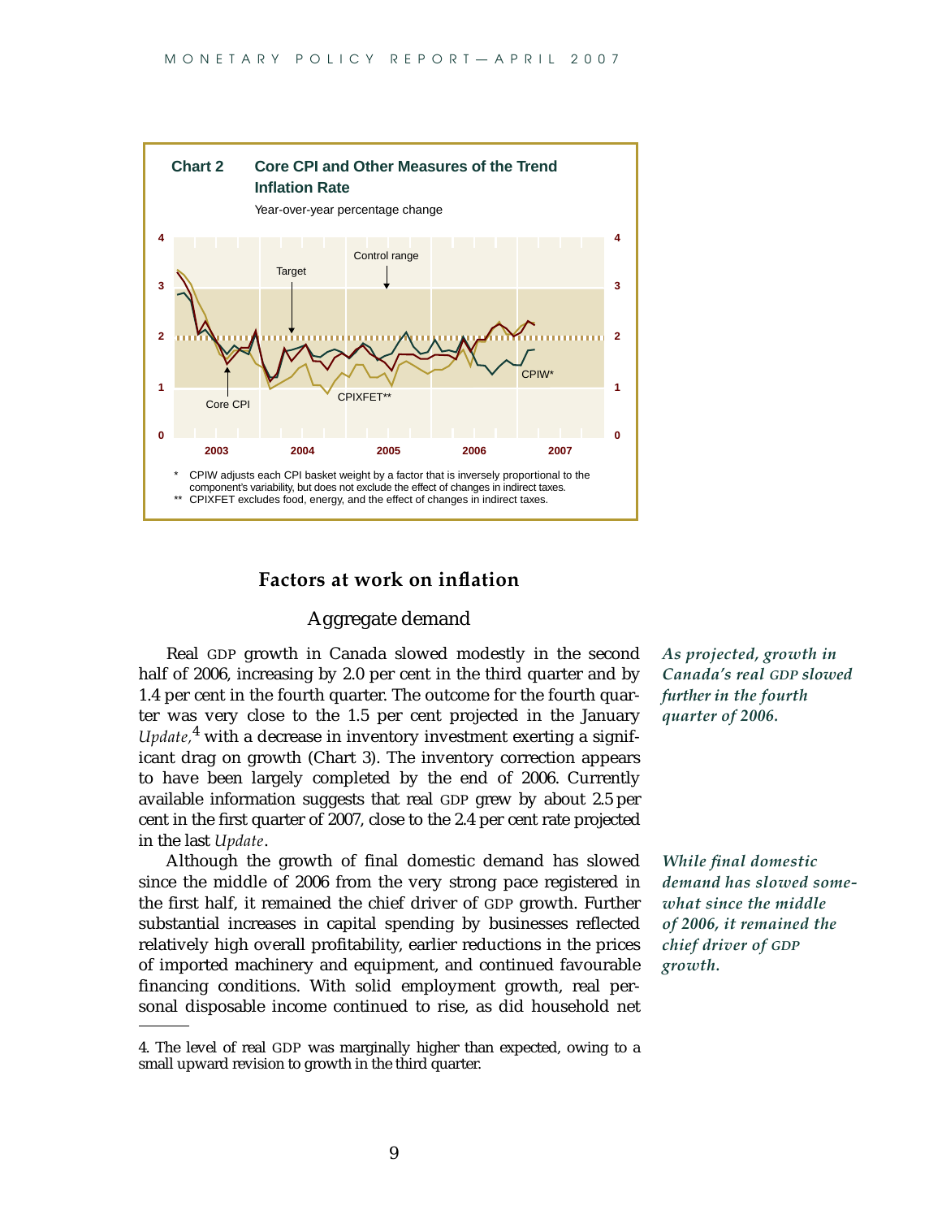**Chart 2 Core CPI and Other Measures of the Trend Inflation Rate**

Year-over-year percentage change

\* CPIW adjusts each CPI basket weight by a factor that is inversely proportional to the component's variability, but does not exclude the effect of changes in indirect taxes.

\*\* CPIXFET excludes food, energy, and the effect of changes in indirect taxes.

## Factors at work on inflation

### Aggregate demand

*As projected, growth in Canada's real GDP slowed further in the fourth quarter of 2006.*

Real GDP growth in Canada slowed modestly in the second half of 2006, increasing by 2.0 per cent in the third quarter and by 1.4 per cent in the fourth quarter. The outcome for the fourth quarter was very close to the 1.5 per cent projected in the January *Update,*[4] with a decrease in inventory investment exerting a significant drag on growth (Chart 3). The inventory correction appears to have been largely completed by the end of 2006. Currently available information suggests that real GDP grew by about 2.5 per cent in the first quarter of 2007, close to the 2.4 per cent rate projected in the last *Update*.

*While final domestic demand has slowed somewhat since the middle of 2006, it remained the chief driver of GDP growth.*

Although the growth of final domestic demand has slowed since the middle of 2006 from the very strong pace registered in the first half, it remained the chief driver of GDP growth. Further substantial increases in capital spending by businesses reflected relatively high overall profitability, earlier reductions in the prices of imported machinery and equipment, and continued favourable financing conditions. With solid employment growth, real personal disposable income continued to rise, as did household net

4. The level of real GDP was marginally higher than expected, owing to a small upward revision to growth in the third quarter.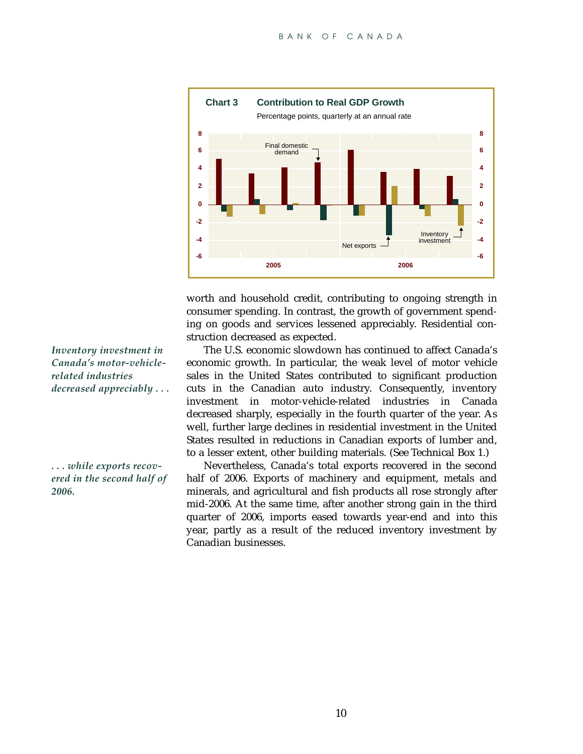**Chart 3 Contribution to Real GDP Growth**

Percentage points, quarterly at an annual rate

worth and household credit, contributing to ongoing strength in consumer spending. In contrast, the growth of government spending on goods and services lessened appreciably. Residential construction decreased as expected.

*Inventory investment in Canada's motor-vehicle-related industries decreased appreciably . . .*

The U.S. economic slowdown has continued to affect Canada's economic growth. In particular, the weak level of motor vehicle sales in the United States contributed to significant production cuts in the Canadian auto industry. Consequently, inventory investment in motor-vehicle-related industries in Canada decreased sharply, especially in the fourth quarter of the year. As well, further large declines in residential investment in the United States resulted in reductions in Canadian exports of lumber and, to a lesser extent, other building materials. (See Technical Box 1.)

*. . . while exports recovered in the second half of 2006.*

Nevertheless, Canada's total exports recovered in the second half of 2006. Exports of machinery and equipment, metals and minerals, and agricultural and fish products all rose strongly after mid-2006. At the same time, after another strong gain in the third quarter of 2006, imports eased towards year-end and into this year, partly as a result of the reduced inventory investment by Canadian businesses.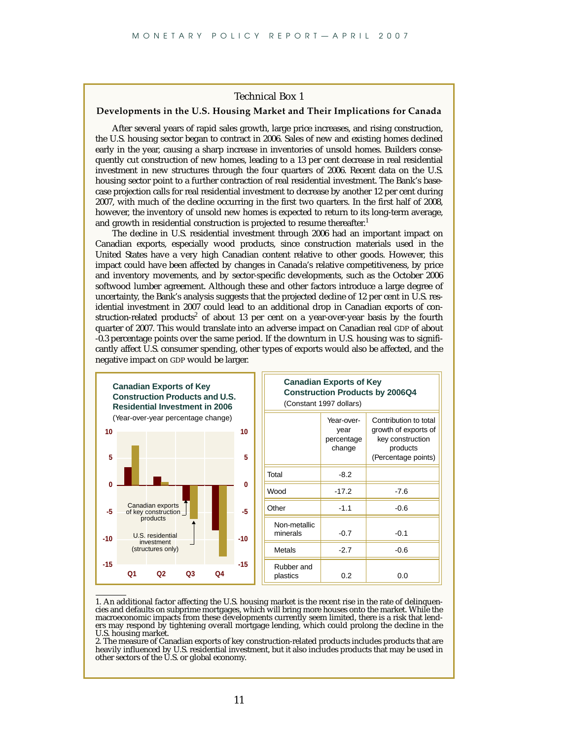## Technical Box 1

### Developments in the U.S. Housing Market and Their Implications for Canada

After several years of rapid sales growth, large price increases, and rising construction, the U.S. housing sector began to contract in 2006. Sales of new and existing homes declined early in the year, causing a sharp increase in inventories of unsold homes. Builders consequently cut construction of new homes, leading to a 13 per cent decrease in real residential investment in new structures through the four quarters of 2006. Recent data on the U.S. housing sector point to a further contraction of real residential investment. The Bank's base-case projection calls for real residential investment to decrease by another 12 per cent during 2007, with much of the decline occurring in the first two quarters. In the first half of 2008, however, the inventory of unsold new homes is expected to return to its long-term average, and growth in residential construction is projected to resume thereafter.[1]

The decline in U.S. residential investment through 2006 had an important impact on Canadian exports, especially wood products, since construction materials used in the United States have a very high Canadian content relative to other goods. However, this impact could have been affected by changes in Canada's relative competitiveness, by price and inventory movements, and by sector-specific developments, such as the October 2006 softwood lumber agreement. Although these and other factors introduce a large degree of uncertainty, the Bank's analysis suggests that the projected decline of 12 per cent in U.S. residential investment in 2007 could lead to an additional drop in Canadian exports of construction-related products[2] of about 13 per cent on a year-over-year basis by the fourth quarter of 2007. This would translate into an adverse impact on Canadian real GDP of about -0.3 percentage points over the same period. If the downturn in U.S. housing was to significantly affect U.S. consumer spending, other types of exports would also be affected, and the negative impact on GDP would be larger.

**Canadian Exports of Key Construction Products and U.S. Residential Investment in 2006**

(Year-over-year percentage change)

| | Canadian exports of key construction products | U.S. residential investment (structures only) |
|---|---|---|
| Q1 | 3.4 | 7.4 |
| Q2 | 1.6 | 0.6 |
| Q3 | -2.8 | -6.2 |
| Q4 | -8.2 | -13.2 |

**Canadian Exports of Key Construction Products by 2006Q4**

(Constant 1997 dollars)

| | Year-over-year percentage change | Contribution to total growth of exports of key construction products (Percentage points) |
|---|---|---|
| Total | -8.2 | |
| Wood | -17.2 | -7.6 |
| Other | -1.1 | -0.6 |
| Non-metallic minerals | -0.7 | -0.1 |
| Metals | -2.7 | -0.6 |
| Rubber and plastics | 0.2 | 0.0 |

1. An additional factor affecting the U.S. housing market is the recent rise in the rate of delinquencies and defaults on subprime mortgages, which will bring more houses onto the market. While the macroeconomic impacts from these developments currently seem limited, there is a risk that lenders may respond by tightening overall mortgage lending, which could prolong the decline in the U.S. housing market.

2. The measure of Canadian exports of key construction-related products includes products that are heavily influenced by U.S. residential investment, but it also includes products that may be used in other sectors of the U.S. or global economy.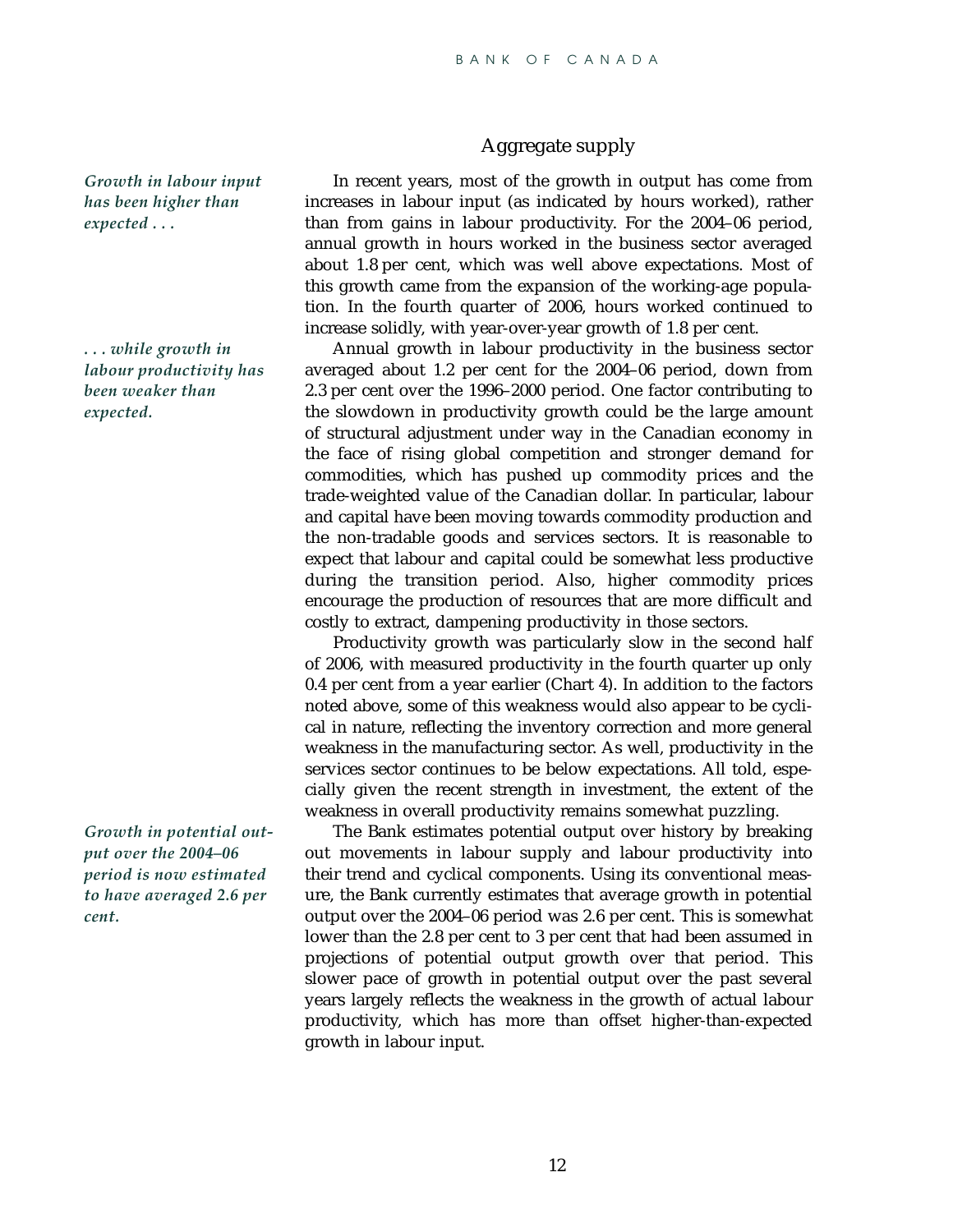## Aggregate supply

*Growth in labour input has been higher than expected . . .*

In recent years, most of the growth in output has come from increases in labour input (as indicated by hours worked), rather than from gains in labour productivity. For the 2004–06 period, annual growth in hours worked in the business sector averaged about 1.8 per cent, which was well above expectations. Most of this growth came from the expansion of the working-age population. In the fourth quarter of 2006, hours worked continued to increase solidly, with year-over-year growth of 1.8 per cent.

*. . . while growth in labour productivity has been weaker than expected.*

Annual growth in labour productivity in the business sector averaged about 1.2 per cent for the 2004–06 period, down from 2.3 per cent over the 1996–2000 period. One factor contributing to the slowdown in productivity growth could be the large amount of structural adjustment under way in the Canadian economy in the face of rising global competition and stronger demand for commodities, which has pushed up commodity prices and the trade-weighted value of the Canadian dollar. In particular, labour and capital have been moving towards commodity production and the non-tradable goods and services sectors. It is reasonable to expect that labour and capital could be somewhat less productive during the transition period. Also, higher commodity prices encourage the production of resources that are more difficult and costly to extract, dampening productivity in those sectors.

Productivity growth was particularly slow in the second half of 2006, with measured productivity in the fourth quarter up only 0.4 per cent from a year earlier (Chart 4). In addition to the factors noted above, some of this weakness would also appear to be cyclical in nature, reflecting the inventory correction and more general weakness in the manufacturing sector. As well, productivity in the services sector continues to be below expectations. All told, especially given the recent strength in investment, the extent of the weakness in overall productivity remains somewhat puzzling.

*Growth in potential output over the 2004–06 period is now estimated to have averaged 2.6 per cent.*

The Bank estimates potential output over history by breaking out movements in labour supply and labour productivity into their trend and cyclical components. Using its conventional measure, the Bank currently estimates that average growth in potential output over the 2004–06 period was 2.6 per cent. This is somewhat lower than the 2.8 per cent to 3 per cent that had been assumed in projections of potential output growth over that period. This slower pace of growth in potential output over the past several years largely reflects the weakness in the growth of actual labour productivity, which has more than offset higher-than-expected growth in labour input.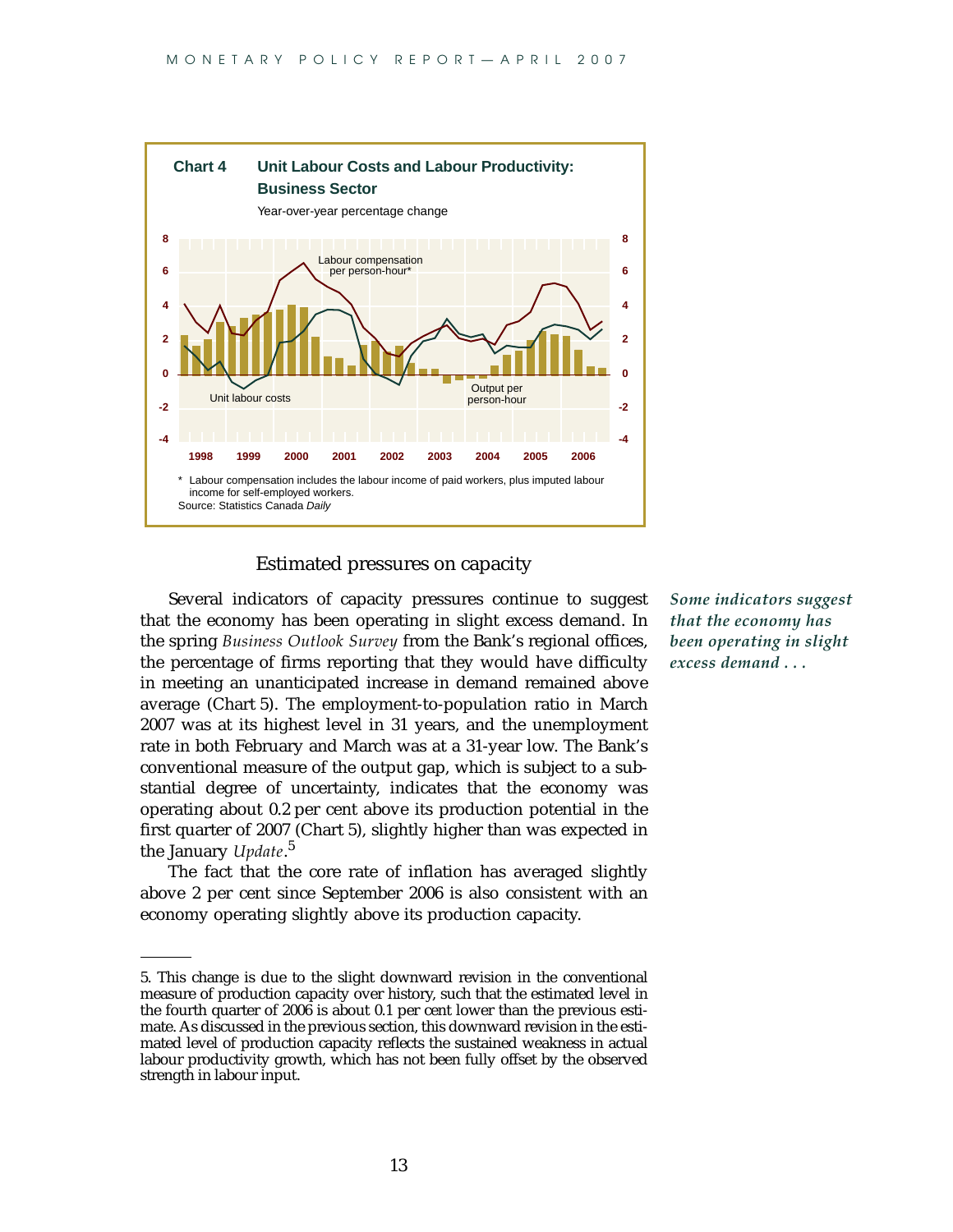**Chart 4 Unit Labour Costs and Labour Productivity: Business Sector**

Year-over-year percentage change

\* Labour compensation includes the labour income of paid workers, plus imputed labour income for self-employed workers.

Source: Statistics Canada *Daily*

## Estimated pressures on capacity

*Some indicators suggest that the economy has been operating in slight excess demand . . .*

Several indicators of capacity pressures continue to suggest that the economy has been operating in slight excess demand. In the spring *Business Outlook Survey* from the Bank's regional offices, the percentage of firms reporting that they would have difficulty in meeting an unanticipated increase in demand remained above average (Chart 5). The employment-to-population ratio in March 2007 was at its highest level in 31 years, and the unemployment rate in both February and March was at a 31-year low. The Bank's conventional measure of the output gap, which is subject to a substantial degree of uncertainty, indicates that the economy was operating about 0.2 per cent above its production potential in the first quarter of 2007 (Chart 5), slightly higher than was expected in the January *Update*.[5]

The fact that the core rate of inflation has averaged slightly above 2 per cent since September 2006 is also consistent with an economy operating slightly above its production capacity.

5. This change is due to the slight downward revision in the conventional measure of production capacity over history, such that the estimated level in the fourth quarter of 2006 is about 0.1 per cent lower than the previous estimate. As discussed in the previous section, this downward revision in the estimated level of production capacity reflects the sustained weakness in actual labour productivity growth, which has not been fully offset by the observed strength in labour input.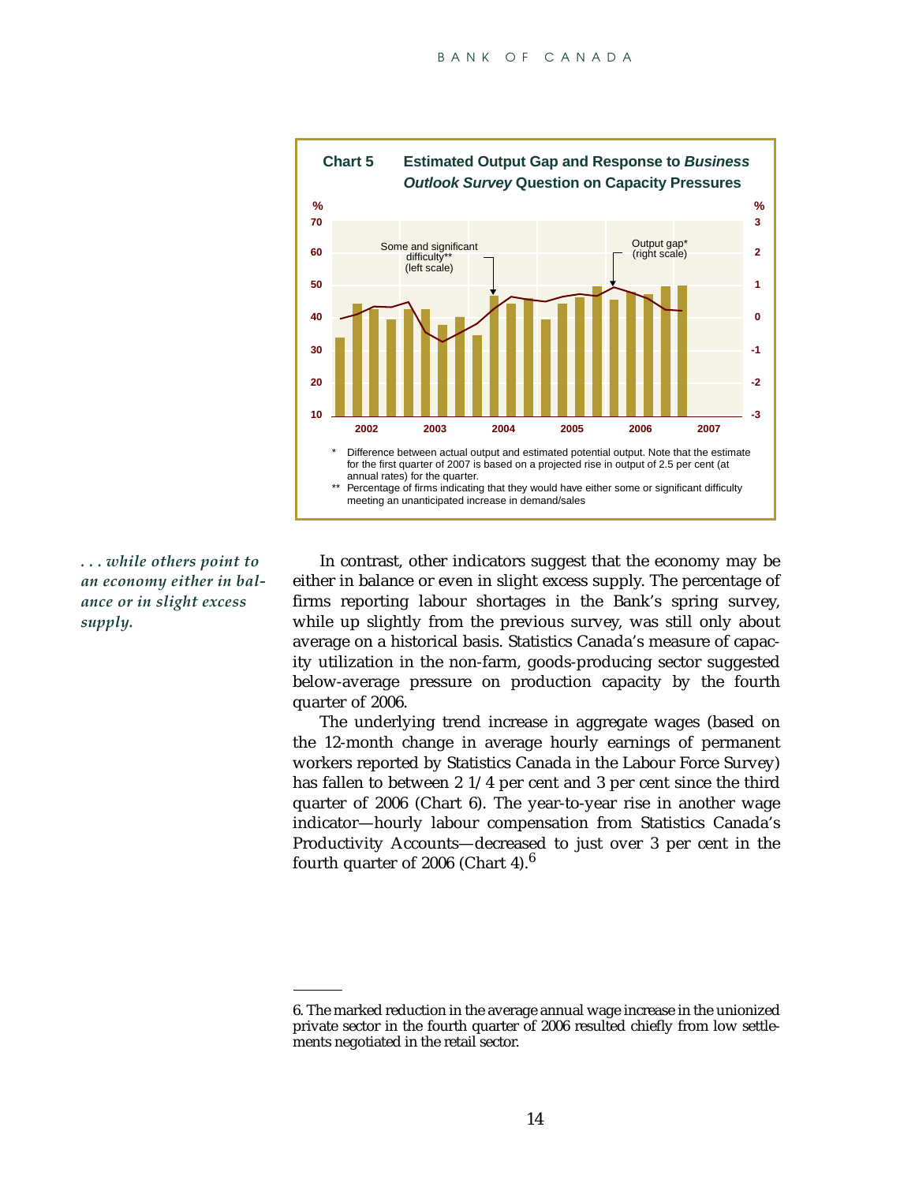**Chart 5 Estimated Output Gap and Response to *Business Outlook Survey* Question on Capacity Pressures**

\* Difference between actual output and estimated potential output. Note that the estimate for the first quarter of 2007 is based on a projected rise in output of 2.5 per cent (at annual rates) for the quarter.

\*\* Percentage of firms indicating that they would have either some or significant difficulty meeting an unanticipated increase in demand/sales

*. . . while others point to an economy either in balance or in slight excess supply.*

In contrast, other indicators suggest that the economy may be either in balance or even in slight excess supply. The percentage of firms reporting labour shortages in the Bank's spring survey, while up slightly from the previous survey, was still only about average on a historical basis. Statistics Canada's measure of capacity utilization in the non-farm, goods-producing sector suggested below-average pressure on production capacity by the fourth quarter of 2006.

The underlying trend increase in aggregate wages (based on the 12-month change in average hourly earnings of permanent workers reported by Statistics Canada in the Labour Force Survey) has fallen to between 2 1/4 per cent and 3 per cent since the third quarter of 2006 (Chart 6). The year-to-year rise in another wage indicator—hourly labour compensation from Statistics Canada's Productivity Accounts—decreased to just over 3 per cent in the fourth quarter of 2006 (Chart 4).[6]

---

6. The marked reduction in the average annual wage increase in the unionized private sector in the fourth quarter of 2006 resulted chiefly from low settlements negotiated in the retail sector.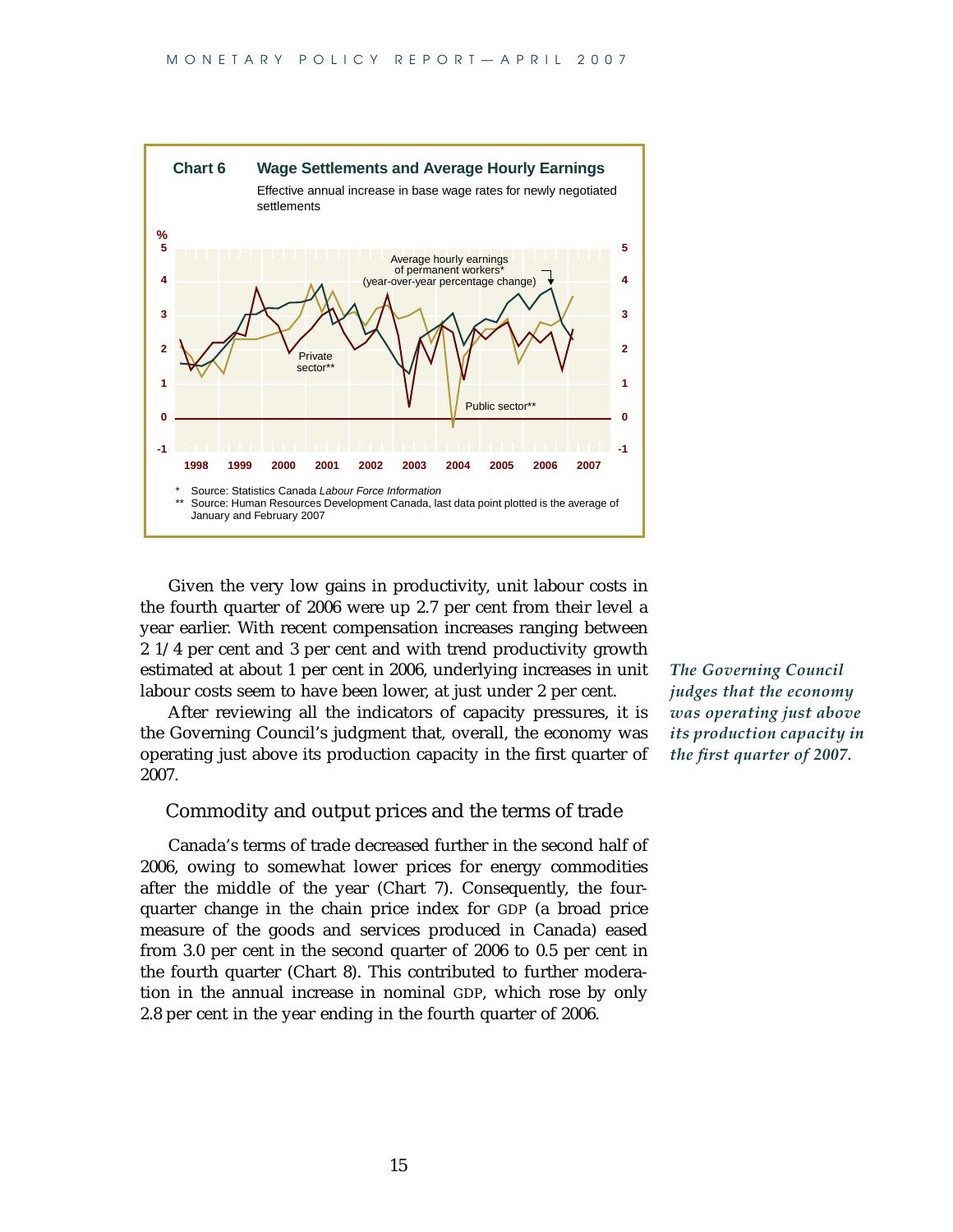**Chart 6 Wage Settlements and Average Hourly Earnings**

Effective annual increase in base wage rates for newly negotiated settlements

\* Source: Statistics Canada *Labour Force Information*
\*\* Source: Human Resources Development Canada, last data point plotted is the average of January and February 2007

Given the very low gains in productivity, unit labour costs in the fourth quarter of 2006 were up 2.7 per cent from their level a year earlier. With recent compensation increases ranging between 2 1/4 per cent and 3 per cent and with trend productivity growth estimated at about 1 per cent in 2006, underlying increases in unit labour costs seem to have been lower, at just under 2 per cent.

After reviewing all the indicators of capacity pressures, it is the Governing Council's judgment that, overall, the economy was operating just above its production capacity in the first quarter of 2007.

*The Governing Council judges that the economy was operating just above its production capacity in the first quarter of 2007.*

## Commodity and output prices and the terms of trade

Canada's terms of trade decreased further in the second half of 2006, owing to somewhat lower prices for energy commodities after the middle of the year (Chart 7). Consequently, the four-quarter change in the chain price index for GDP (a broad price measure of the goods and services produced in Canada) eased from 3.0 per cent in the second quarter of 2006 to 0.5 per cent in the fourth quarter (Chart 8). This contributed to further moderation in the annual increase in nominal GDP, which rose by only 2.8 per cent in the year ending in the fourth quarter of 2006.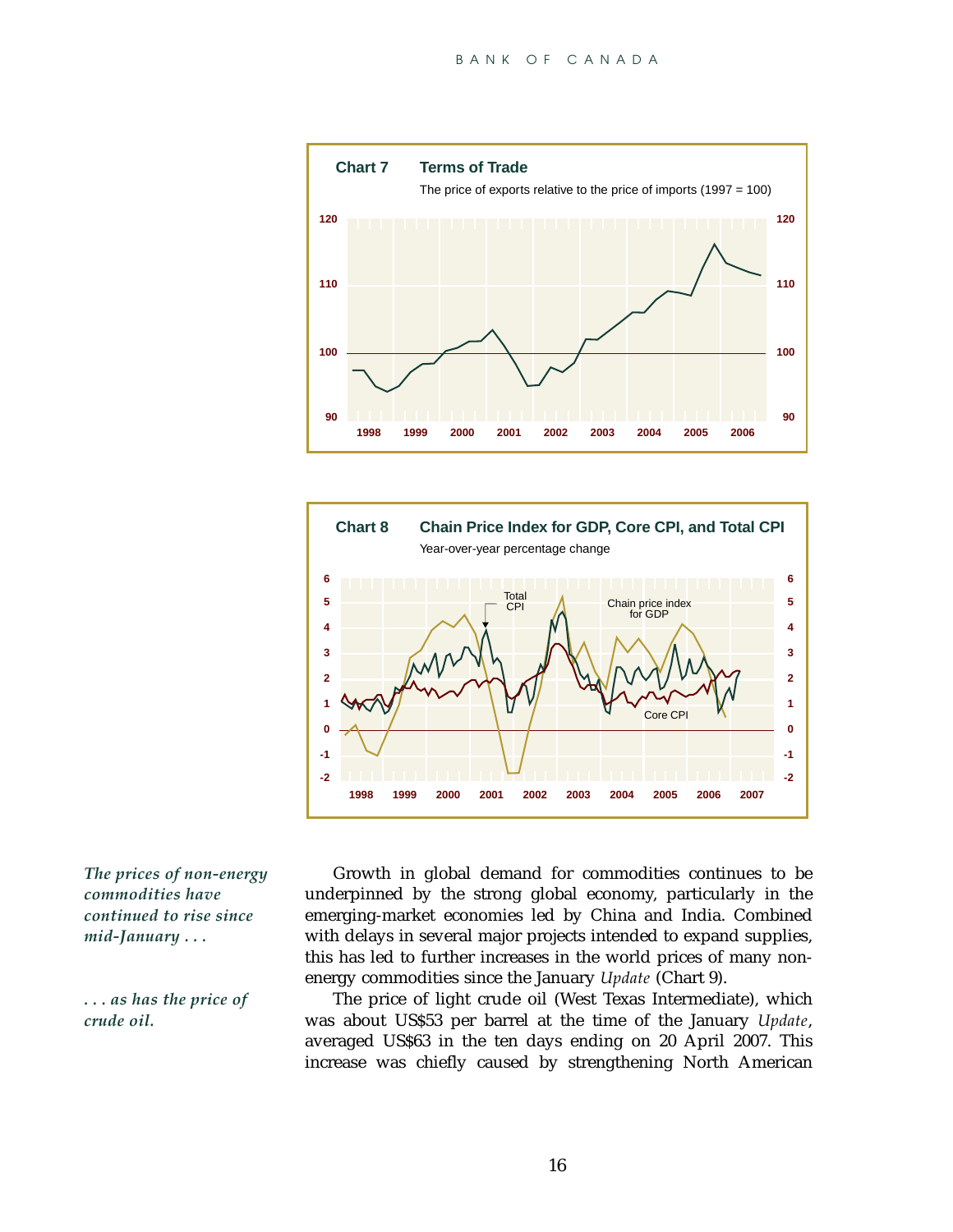**Chart 7 Terms of Trade**

The price of exports relative to the price of imports (1997 = 100)

**Chart 8 Chain Price Index for GDP, Core CPI, and Total CPI**

Year-over-year percentage change

*The prices of non-energy commodities have continued to rise since mid-January . . .*

Growth in global demand for commodities continues to be underpinned by the strong global economy, particularly in the emerging-market economies led by China and India. Combined with delays in several major projects intended to expand supplies, this has led to further increases in the world prices of many non-energy commodities since the January *Update* (Chart 9).

*. . . as has the price of crude oil.*

The price of light crude oil (West Texas Intermediate), which was about US$53 per barrel at the time of the January *Update*, averaged US$63 in the ten days ending on 20 April 2007. This increase was chiefly caused by strengthening North American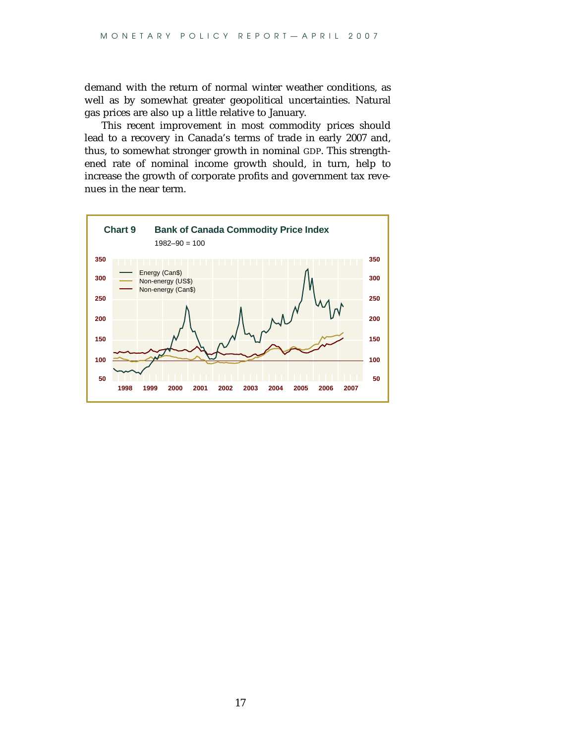demand with the return of normal winter weather conditions, as well as by somewhat greater geopolitical uncertainties. Natural gas prices are also up a little relative to January.

This recent improvement in most commodity prices should lead to a recovery in Canada's terms of trade in early 2007 and, thus, to somewhat stronger growth in nominal GDP. This strengthened rate of nominal income growth should, in turn, help to increase the growth of corporate profits and government tax revenues in the near term.

**Chart 9 Bank of Canada Commodity Price Index**

1982–90 = 100

Energy (Can$)
Non-energy (US$)
Non-energy (Can$)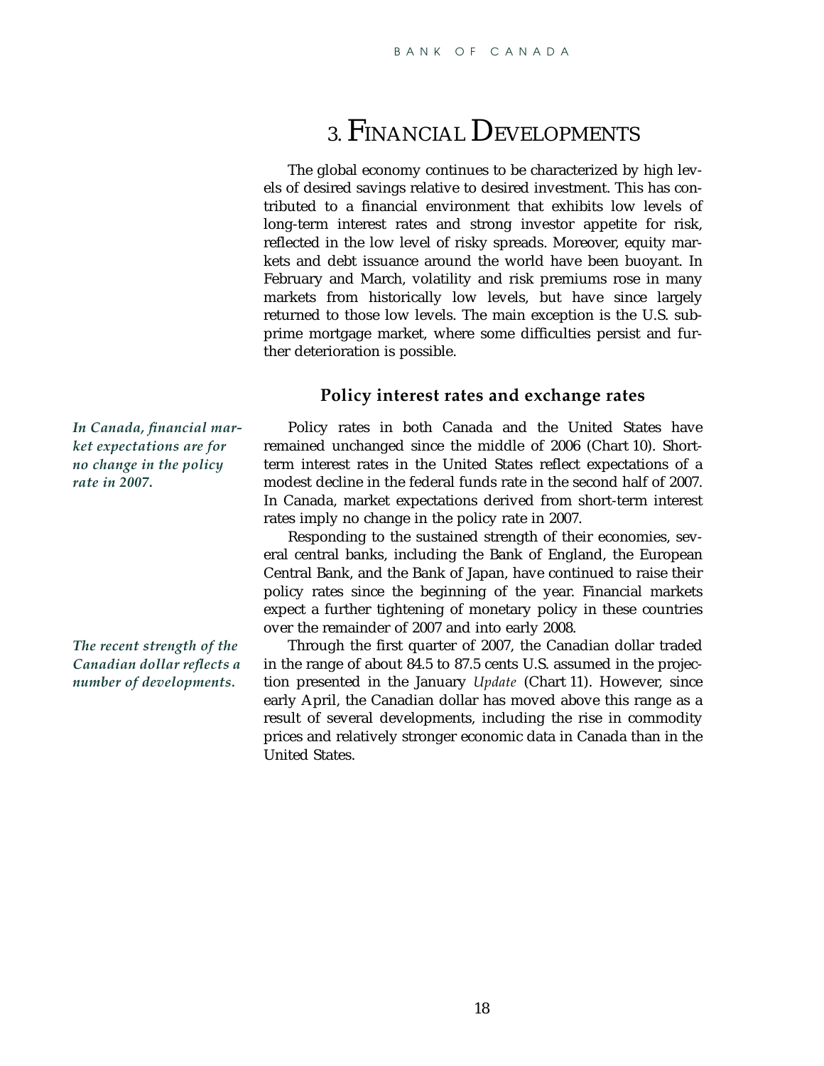# 3. Financial Developments

The global economy continues to be characterized by high levels of desired savings relative to desired investment. This has contributed to a financial environment that exhibits low levels of long-term interest rates and strong investor appetite for risk, reflected in the low level of risky spreads. Moreover, equity markets and debt issuance around the world have been buoyant. In February and March, volatility and risk premiums rose in many markets from historically low levels, but have since largely returned to those low levels. The main exception is the U.S. subprime mortgage market, where some difficulties persist and further deterioration is possible.

## Policy interest rates and exchange rates

***In Canada, financial market expectations are for no change in the policy rate in 2007.***

Policy rates in both Canada and the United States have remained unchanged since the middle of 2006 (Chart 10). Short-term interest rates in the United States reflect expectations of a modest decline in the federal funds rate in the second half of 2007. In Canada, market expectations derived from short-term interest rates imply no change in the policy rate in 2007.

Responding to the sustained strength of their economies, several central banks, including the Bank of England, the European Central Bank, and the Bank of Japan, have continued to raise their policy rates since the beginning of the year. Financial markets expect a further tightening of monetary policy in these countries over the remainder of 2007 and into early 2008.

***The recent strength of the Canadian dollar reflects a number of developments.***

Through the first quarter of 2007, the Canadian dollar traded in the range of about 84.5 to 87.5 cents U.S. assumed in the projection presented in the January *Update* (Chart 11). However, since early April, the Canadian dollar has moved above this range as a result of several developments, including the rise in commodity prices and relatively stronger economic data in Canada than in the United States.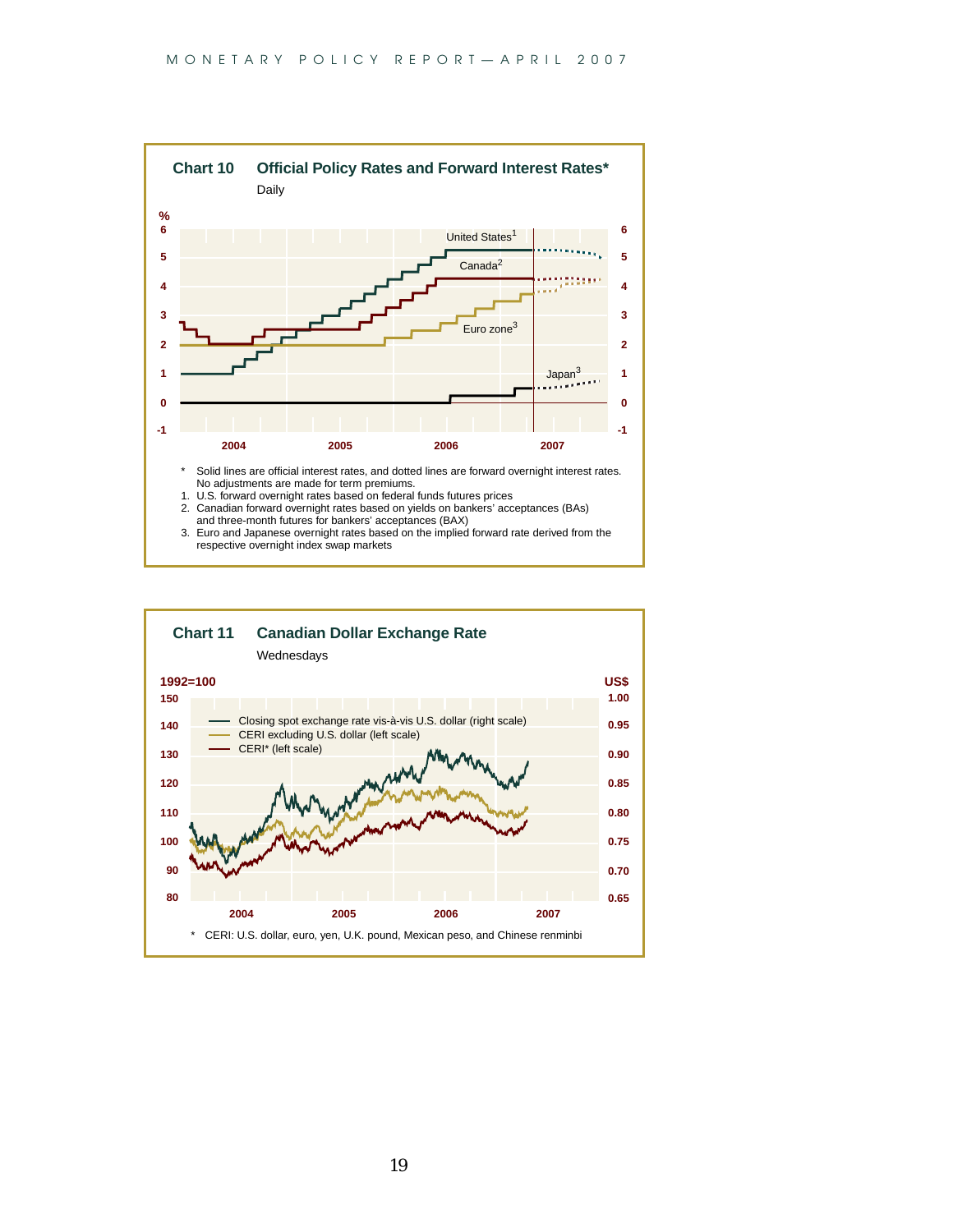**Chart 10 Official Policy Rates and Forward Interest Rates***

Daily

\* Solid lines are official interest rates, and dotted lines are forward overnight interest rates. No adjustments are made for term premiums.

1. U.S. forward overnight rates based on federal funds futures prices
2. Canadian forward overnight rates based on yields on bankers' acceptances (BAs) and three-month futures for bankers' acceptances (BAX)
3. Euro and Japanese overnight rates based on the implied forward rate derived from the respective overnight index swap markets

**Chart 11 Canadian Dollar Exchange Rate**

Wednesdays

\* CERI: U.S. dollar, euro, yen, U.K. pound, Mexican peso, and Chinese renminbi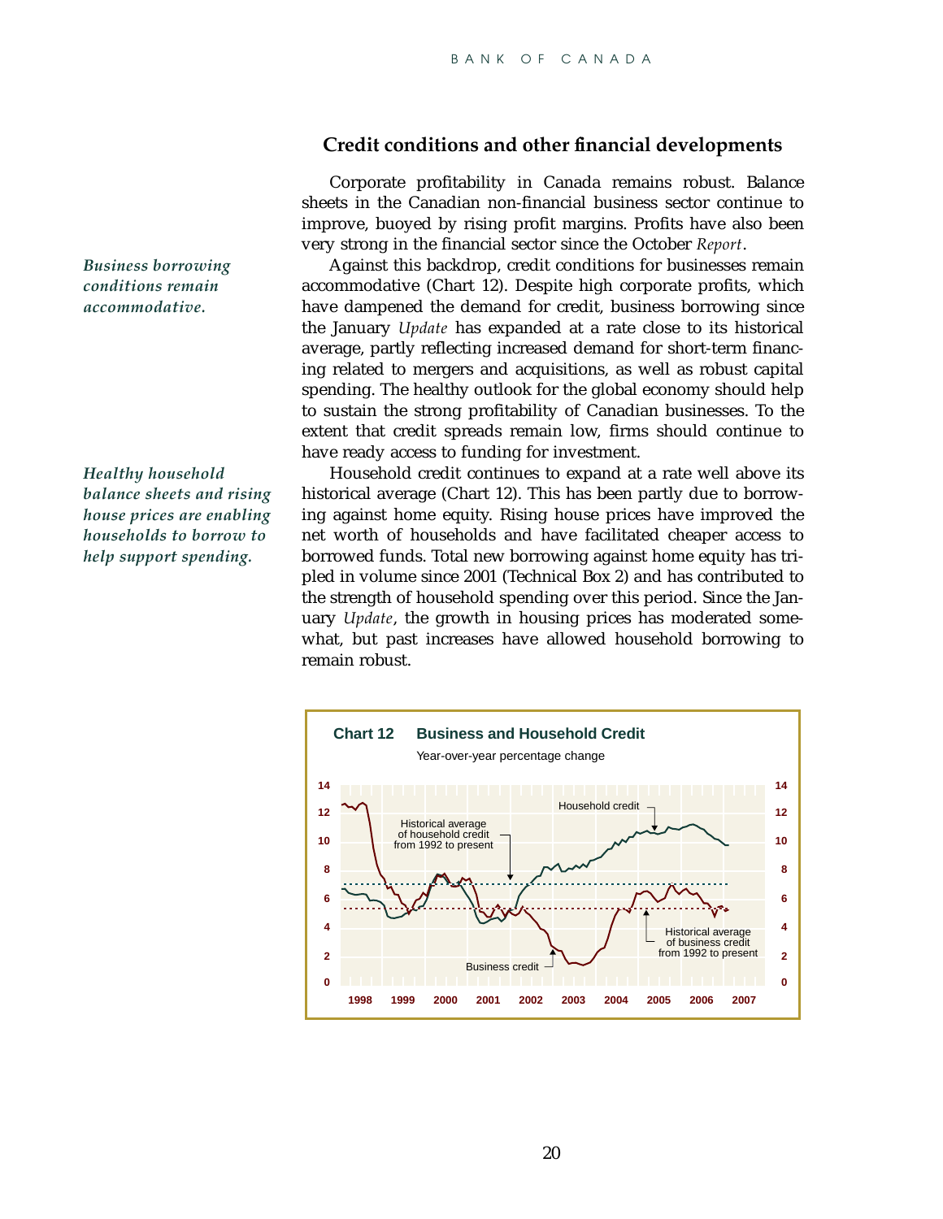## Credit conditions and other financial developments

Corporate profitability in Canada remains robust. Balance sheets in the Canadian non-financial business sector continue to improve, buoyed by rising profit margins. Profits have also been very strong in the financial sector since the October *Report*.

*Business borrowing conditions remain accommodative.*

Against this backdrop, credit conditions for businesses remain accommodative (Chart 12). Despite high corporate profits, which have dampened the demand for credit, business borrowing since the January *Update* has expanded at a rate close to its historical average, partly reflecting increased demand for short-term financing related to mergers and acquisitions, as well as robust capital spending. The healthy outlook for the global economy should help to sustain the strong profitability of Canadian businesses. To the extent that credit spreads remain low, firms should continue to have ready access to funding for investment.

*Healthy household balance sheets and rising house prices are enabling households to borrow to help support spending.*

Household credit continues to expand at a rate well above its historical average (Chart 12). This has been partly due to borrowing against home equity. Rising house prices have improved the net worth of households and have facilitated cheaper access to borrowed funds. Total new borrowing against home equity has tripled in volume since 2001 (Technical Box 2) and has contributed to the strength of household spending over this period. Since the January *Update*, the growth in housing prices has moderated somewhat, but past increases have allowed household borrowing to remain robust.

**Chart 12 Business and Household Credit**

Year-over-year percentage change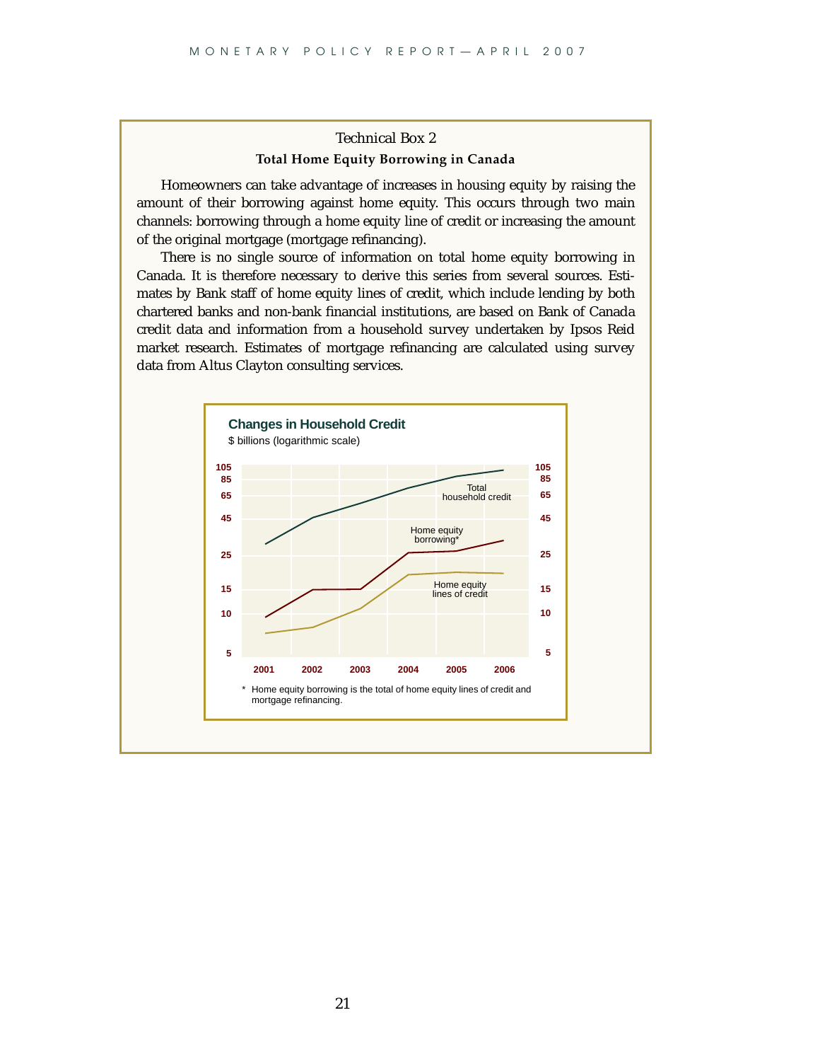## Technical Box 2

### Total Home Equity Borrowing in Canada

Homeowners can take advantage of increases in housing equity by raising the amount of their borrowing against home equity. This occurs through two main channels: borrowing through a home equity line of credit or increasing the amount of the original mortgage (mortgage refinancing).

There is no single source of information on total home equity borrowing in Canada. It is therefore necessary to derive this series from several sources. Estimates by Bank staff of home equity lines of credit, which include lending by both chartered banks and non-bank financial institutions, are based on Bank of Canada credit data and information from a household survey undertaken by Ipsos Reid market research. Estimates of mortgage refinancing are calculated using survey data from Altus Clayton consulting services.

**Changes in Household Credit**

$ billions (logarithmic scale)

Series: Total household credit; Home equity borrowing*; Home equity lines of credit

Years: 2001, 2002, 2003, 2004, 2005, 2006

\* Home equity borrowing is the total of home equity lines of credit and mortgage refinancing.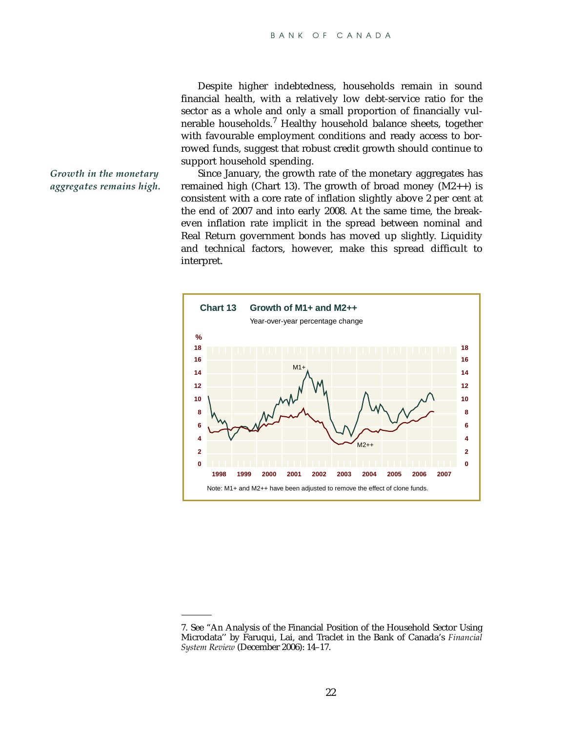Despite higher indebtedness, households remain in sound financial health, with a relatively low debt-service ratio for the sector as a whole and only a small proportion of financially vulnerable households.[7] Healthy household balance sheets, together with favourable employment conditions and ready access to borrowed funds, suggest that robust credit growth should continue to support household spending.

*Growth in the monetary aggregates remains high.*

Since January, the growth rate of the monetary aggregates has remained high (Chart 13). The growth of broad money (M2++) is consistent with a core rate of inflation slightly above 2 per cent at the end of 2007 and into early 2008. At the same time, the break-even inflation rate implicit in the spread between nominal and Real Return government bonds has moved up slightly. Liquidity and technical factors, however, make this spread difficult to interpret.

**Chart 13 Growth of M1+ and M2++**

Year-over-year percentage change

Note: M1+ and M2++ have been adjusted to remove the effect of clone funds.

---

7. See "An Analysis of the Financial Position of the Household Sector Using Microdata" by Faruqui, Lai, and Traclet in the Bank of Canada's *Financial System Review* (December 2006): 14–17.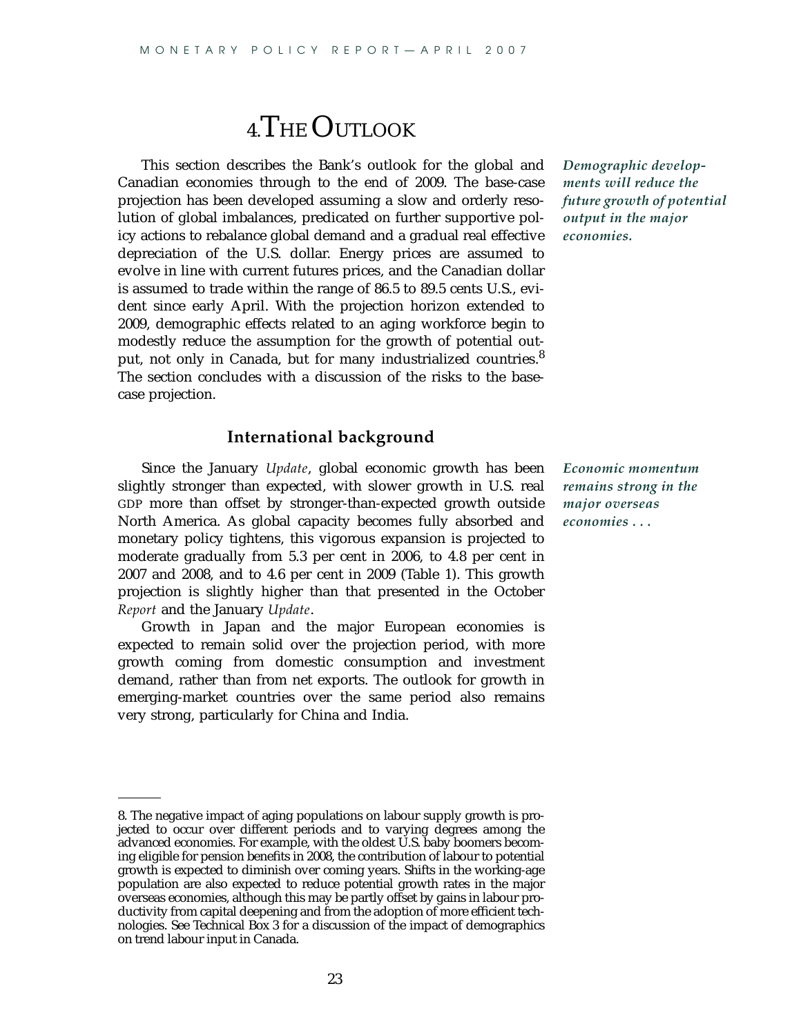# 4. The Outlook

This section describes the Bank's outlook for the global and Canadian economies through to the end of 2009. The base-case projection has been developed assuming a slow and orderly resolution of global imbalances, predicated on further supportive policy actions to rebalance global demand and a gradual real effective depreciation of the U.S. dollar. Energy prices are assumed to evolve in line with current futures prices, and the Canadian dollar is assumed to trade within the range of 86.5 to 89.5 cents U.S., evident since early April. With the projection horizon extended to 2009, demographic effects related to an aging workforce begin to modestly reduce the assumption for the growth of potential output, not only in Canada, but for many industrialized countries.[8] The section concludes with a discussion of the risks to the base-case projection.

***Demographic developments will reduce the future growth of potential output in the major economies.***

## International background

Since the January *Update*, global economic growth has been slightly stronger than expected, with slower growth in U.S. real GDP more than offset by stronger-than-expected growth outside North America. As global capacity becomes fully absorbed and monetary policy tightens, this vigorous expansion is projected to moderate gradually from 5.3 per cent in 2006, to 4.8 per cent in 2007 and 2008, and to 4.6 per cent in 2009 (Table 1). This growth projection is slightly higher than that presented in the October *Report* and the January *Update*.

***Economic momentum remains strong in the major overseas economies . . .***

Growth in Japan and the major European economies is expected to remain solid over the projection period, with more growth coming from domestic consumption and investment demand, rather than from net exports. The outlook for growth in emerging-market countries over the same period also remains very strong, particularly for China and India.

---

8. The negative impact of aging populations on labour supply growth is projected to occur over different periods and to varying degrees among the advanced economies. For example, with the oldest U.S. baby boomers becoming eligible for pension benefits in 2008, the contribution of labour to potential growth is expected to diminish over coming years. Shifts in the working-age population are also expected to reduce potential growth rates in the major overseas economies, although this may be partly offset by gains in labour productivity from capital deepening and from the adoption of more efficient technologies. See Technical Box 3 for a discussion of the impact of demographics on trend labour input in Canada.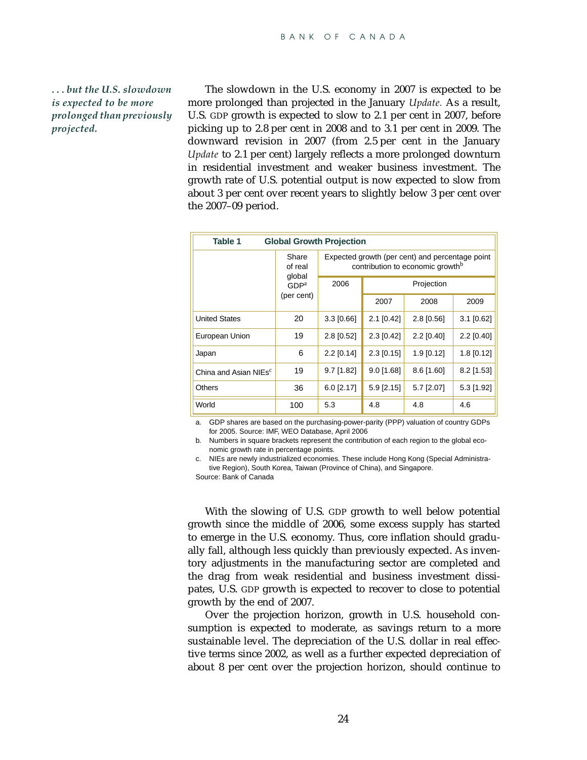*. . . but the U.S. slowdown is expected to be more prolonged than previously projected.*

The slowdown in the U.S. economy in 2007 is expected to be more prolonged than projected in the January *Update.* As a result, U.S. GDP growth is expected to slow to 2.1 per cent in 2007, before picking up to 2.8 per cent in 2008 and to 3.1 per cent in 2009. The downward revision in 2007 (from 2.5 per cent in the January *Update* to 2.1 per cent) largely reflects a more prolonged downturn in residential investment and weaker business investment. The growth rate of U.S. potential output is now expected to slow from about 3 per cent over recent years to slightly below 3 per cent over the 2007–09 period.

**Table 1 Global Growth Projection**

| | Share of real global GDP[a] (per cent) | Expected growth (per cent) and percentage point contribution to economic growth[b] | | | |
|---|---|---|---|---|---|
| | | 2006 | Projection | | |
| | | | 2007 | 2008 | 2009 |
| United States | 20 | 3.3 [0.66] | 2.1 [0.42] | 2.8 [0.56] | 3.1 [0.62] |
| European Union | 19 | 2.8 [0.52] | 2.3 [0.42] | 2.2 [0.40] | 2.2 [0.40] |
| Japan | 6 | 2.2 [0.14] | 2.3 [0.15] | 1.9 [0.12] | 1.8 [0.12] |
| China and Asian NIEs[c] | 19 | 9.7 [1.82] | 9.0 [1.68] | 8.6 [1.60] | 8.2 [1.53] |
| Others | 36 | 6.0 [2.17] | 5.9 [2.15] | 5.7 [2.07] | 5.3 [1.92] |
| World | 100 | 5.3 | 4.8 | 4.8 | 4.6 |

a. GDP shares are based on the purchasing-power-parity (PPP) valuation of country GDPs for 2005. Source: IMF, WEO Database, April 2006

b. Numbers in square brackets represent the contribution of each region to the global economic growth rate in percentage points.

c. NIEs are newly industrialized economies. These include Hong Kong (Special Administrative Region), South Korea, Taiwan (Province of China), and Singapore.

Source: Bank of Canada

With the slowing of U.S. GDP growth to well below potential growth since the middle of 2006, some excess supply has started to emerge in the U.S. economy. Thus, core inflation should gradually fall, although less quickly than previously expected. As inventory adjustments in the manufacturing sector are completed and the drag from weak residential and business investment dissipates, U.S. GDP growth is expected to recover to close to potential growth by the end of 2007.

Over the projection horizon, growth in U.S. household consumption is expected to moderate, as savings return to a more sustainable level. The depreciation of the U.S. dollar in real effective terms since 2002, as well as a further expected depreciation of about 8 per cent over the projection horizon, should continue to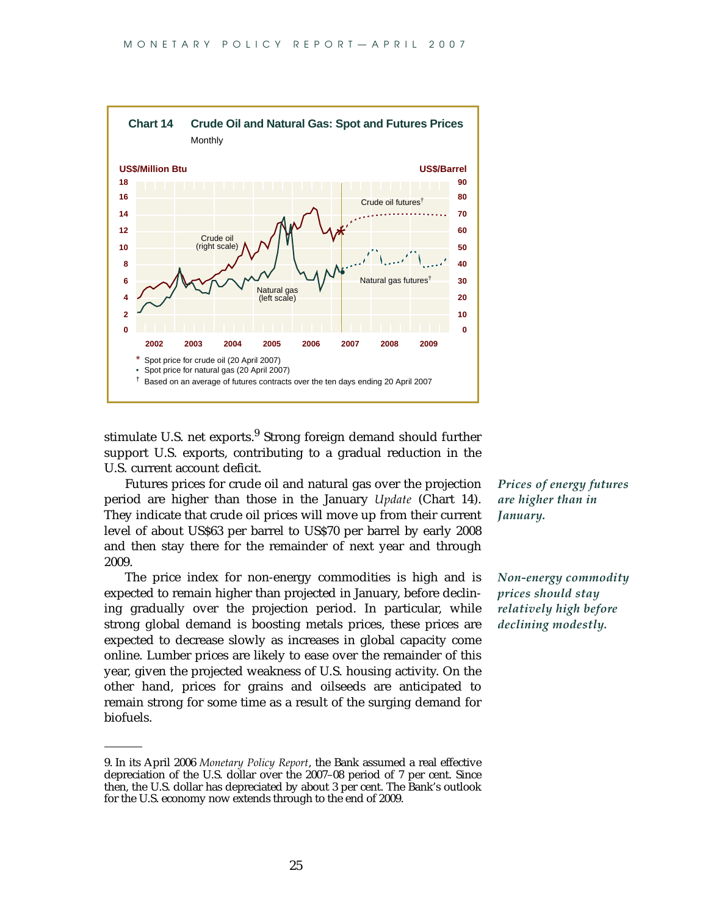**Chart 14 Crude Oil and Natural Gas: Spot and Futures Prices**

Monthly

US$/Million Btu — US$/Barrel

Crude oil futures† — Crude oil (right scale) — Natural gas (left scale) — Natural gas futures†

\* Spot price for crude oil (20 April 2007)

• Spot price for natural gas (20 April 2007)

† Based on an average of futures contracts over the ten days ending 20 April 2007

stimulate U.S. net exports.[9] Strong foreign demand should further support U.S. exports, contributing to a gradual reduction in the U.S. current account deficit.

*Prices of energy futures are higher than in January.*

Futures prices for crude oil and natural gas over the projection period are higher than those in the January *Update* (Chart 14). They indicate that crude oil prices will move up from their current level of about US$63 per barrel to US$70 per barrel by early 2008 and then stay there for the remainder of next year and through 2009.

*Non-energy commodity prices should stay relatively high before declining modestly.*

The price index for non-energy commodities is high and is expected to remain higher than projected in January, before declining gradually over the projection period. In particular, while strong global demand is boosting metals prices, these prices are expected to decrease slowly as increases in global capacity come online. Lumber prices are likely to ease over the remainder of this year, given the projected weakness of U.S. housing activity. On the other hand, prices for grains and oilseeds are anticipated to remain strong for some time as a result of the surging demand for biofuels.

---

9. In its April 2006 *Monetary Policy Report*, the Bank assumed a real effective depreciation of the U.S. dollar over the 2007–08 period of 7 per cent. Since then, the U.S. dollar has depreciated by about 3 per cent. The Bank's outlook for the U.S. economy now extends through to the end of 2009.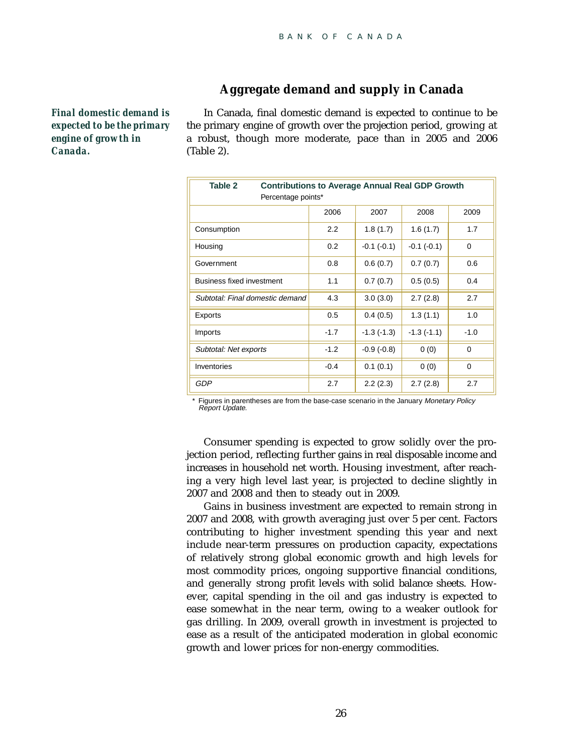## Aggregate demand and supply in Canada

***Final domestic demand is expected to be the primary engine of growth in Canada.***

In Canada, final domestic demand is expected to continue to be the primary engine of growth over the projection period, growing at a robust, though more moderate, pace than in 2005 and 2006 (Table 2).

**Table 2 Contributions to Average Annual Real GDP Growth**
Percentage points*

| | 2006 | 2007 | 2008 | 2009 |
|---|---|---|---|---|
| Consumption | 2.2 | 1.8 (1.7) | 1.6 (1.7) | 1.7 |
| Housing | 0.2 | -0.1 (-0.1) | -0.1 (-0.1) | 0 |
| Government | 0.8 | 0.6 (0.7) | 0.7 (0.7) | 0.6 |
| Business fixed investment | 1.1 | 0.7 (0.7) | 0.5 (0.5) | 0.4 |
| *Subtotal: Final domestic demand* | 4.3 | 3.0 (3.0) | 2.7 (2.8) | 2.7 |
| Exports | 0.5 | 0.4 (0.5) | 1.3 (1.1) | 1.0 |
| Imports | -1.7 | -1.3 (-1.3) | -1.3 (-1.1) | -1.0 |
| *Subtotal: Net exports* | -1.2 | -0.9 (-0.8) | 0 (0) | 0 |
| Inventories | -0.4 | 0.1 (0.1) | 0 (0) | 0 |
| *GDP* | 2.7 | 2.2 (2.3) | 2.7 (2.8) | 2.7 |

\* Figures in parentheses are from the base-case scenario in the January *Monetary Policy Report Update.*

Consumer spending is expected to grow solidly over the projection period, reflecting further gains in real disposable income and increases in household net worth. Housing investment, after reaching a very high level last year, is projected to decline slightly in 2007 and 2008 and then to steady out in 2009.

Gains in business investment are expected to remain strong in 2007 and 2008, with growth averaging just over 5 per cent. Factors contributing to higher investment spending this year and next include near-term pressures on production capacity, expectations of relatively strong global economic growth and high levels for most commodity prices, ongoing supportive financial conditions, and generally strong profit levels with solid balance sheets. However, capital spending in the oil and gas industry is expected to ease somewhat in the near term, owing to a weaker outlook for gas drilling. In 2009, overall growth in investment is projected to ease as a result of the anticipated moderation in global economic growth and lower prices for non-energy commodities.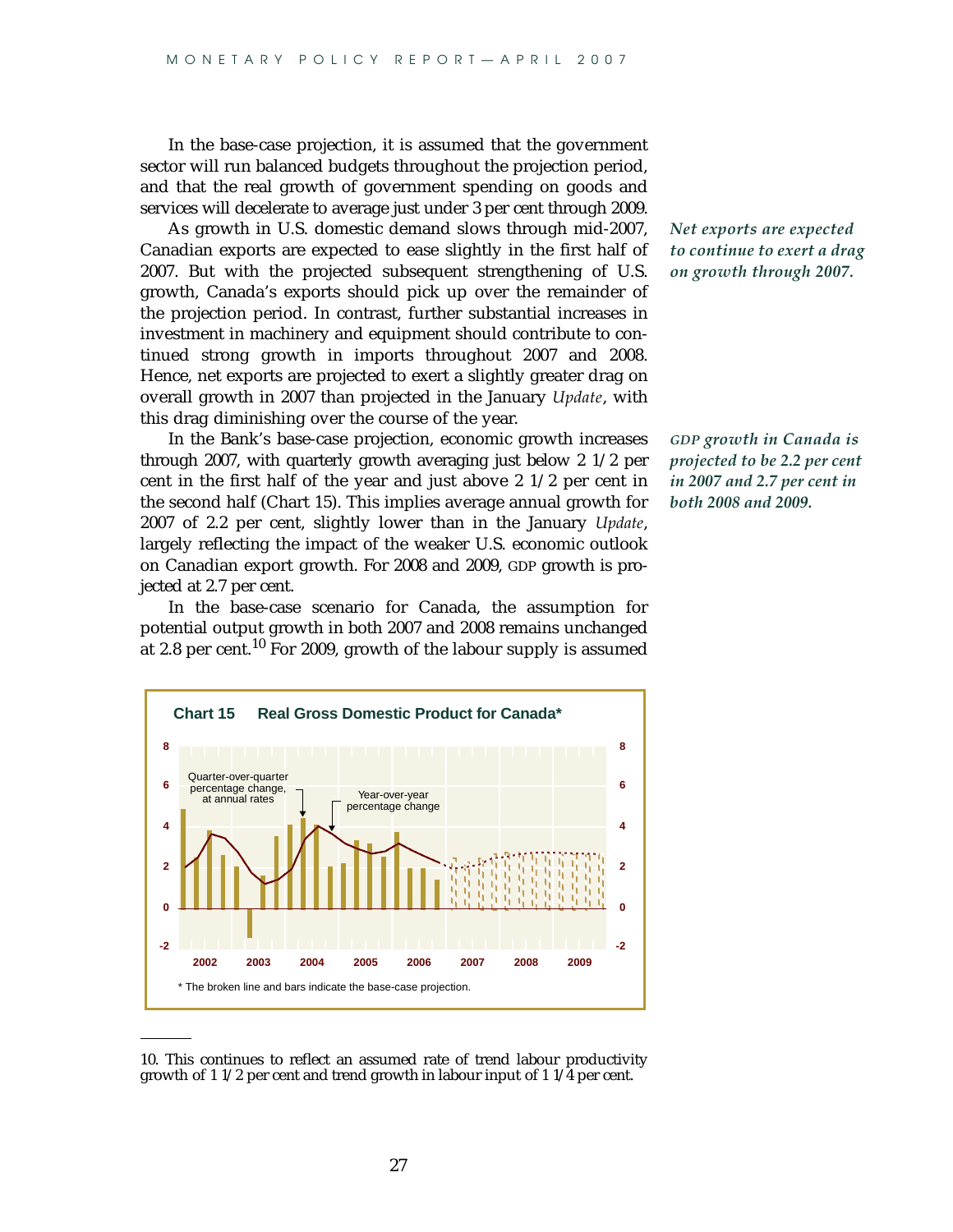In the base-case projection, it is assumed that the government sector will run balanced budgets throughout the projection period, and that the real growth of government spending on goods and services will decelerate to average just under 3 per cent through 2009.

*Net exports are expected to continue to exert a drag on growth through 2007.*

As growth in U.S. domestic demand slows through mid-2007, Canadian exports are expected to ease slightly in the first half of 2007. But with the projected subsequent strengthening of U.S. growth, Canada's exports should pick up over the remainder of the projection period. In contrast, further substantial increases in investment in machinery and equipment should contribute to continued strong growth in imports throughout 2007 and 2008. Hence, net exports are projected to exert a slightly greater drag on overall growth in 2007 than projected in the January *Update*, with this drag diminishing over the course of the year.

*GDP growth in Canada is projected to be 2.2 per cent in 2007 and 2.7 per cent in both 2008 and 2009.*

In the Bank's base-case projection, economic growth increases through 2007, with quarterly growth averaging just below 2 1/2 per cent in the first half of the year and just above 2 1/2 per cent in the second half (Chart 15). This implies average annual growth for 2007 of 2.2 per cent, slightly lower than in the January *Update*, largely reflecting the impact of the weaker U.S. economic outlook on Canadian export growth. For 2008 and 2009, GDP growth is projected at 2.7 per cent.

In the base-case scenario for Canada, the assumption for potential output growth in both 2007 and 2008 remains unchanged at 2.8 per cent.[10] For 2009, growth of the labour supply is assumed

**Chart 15 Real Gross Domestic Product for Canada***

\* The broken line and bars indicate the base-case projection.

10. This continues to reflect an assumed rate of trend labour productivity growth of 1 1/2 per cent and trend growth in labour input of 1 1/4 per cent.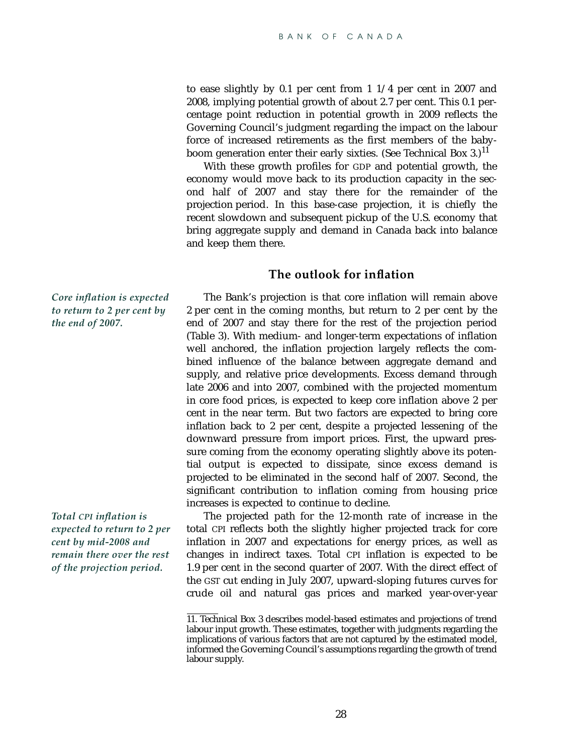to ease slightly by 0.1 per cent from 1 1/4 per cent in 2007 and 2008, implying potential growth of about 2.7 per cent. This 0.1 percentage point reduction in potential growth in 2009 reflects the Governing Council's judgment regarding the impact on the labour force of increased retirements as the first members of the baby-boom generation enter their early sixties. (See Technical Box 3.)[11]

With these growth profiles for GDP and potential growth, the economy would move back to its production capacity in the second half of 2007 and stay there for the remainder of the projection period. In this base-case projection, it is chiefly the recent slowdown and subsequent pickup of the U.S. economy that bring aggregate supply and demand in Canada back into balance and keep them there.

## The outlook for inflation

*Core inflation is expected to return to 2 per cent by the end of 2007.*

The Bank's projection is that core inflation will remain above 2 per cent in the coming months, but return to 2 per cent by the end of 2007 and stay there for the rest of the projection period (Table 3). With medium- and longer-term expectations of inflation well anchored, the inflation projection largely reflects the combined influence of the balance between aggregate demand and supply, and relative price developments. Excess demand through late 2006 and into 2007, combined with the projected momentum in core food prices, is expected to keep core inflation above 2 per cent in the near term. But two factors are expected to bring core inflation back to 2 per cent, despite a projected lessening of the downward pressure from import prices. First, the upward pressure coming from the economy operating slightly above its potential output is expected to dissipate, since excess demand is projected to be eliminated in the second half of 2007. Second, the significant contribution to inflation coming from housing price increases is expected to continue to decline.

*Total CPI inflation is expected to return to 2 per cent by mid-2008 and remain there over the rest of the projection period.*

The projected path for the 12-month rate of increase in the total CPI reflects both the slightly higher projected track for core inflation in 2007 and expectations for energy prices, as well as changes in indirect taxes. Total CPI inflation is expected to be 1.9 per cent in the second quarter of 2007. With the direct effect of the GST cut ending in July 2007, upward-sloping futures curves for crude oil and natural gas prices and marked year-over-year

11. Technical Box 3 describes model-based estimates and projections of trend labour input growth. These estimates, together with judgments regarding the implications of various factors that are not captured by the estimated model, informed the Governing Council's assumptions regarding the growth of trend labour supply.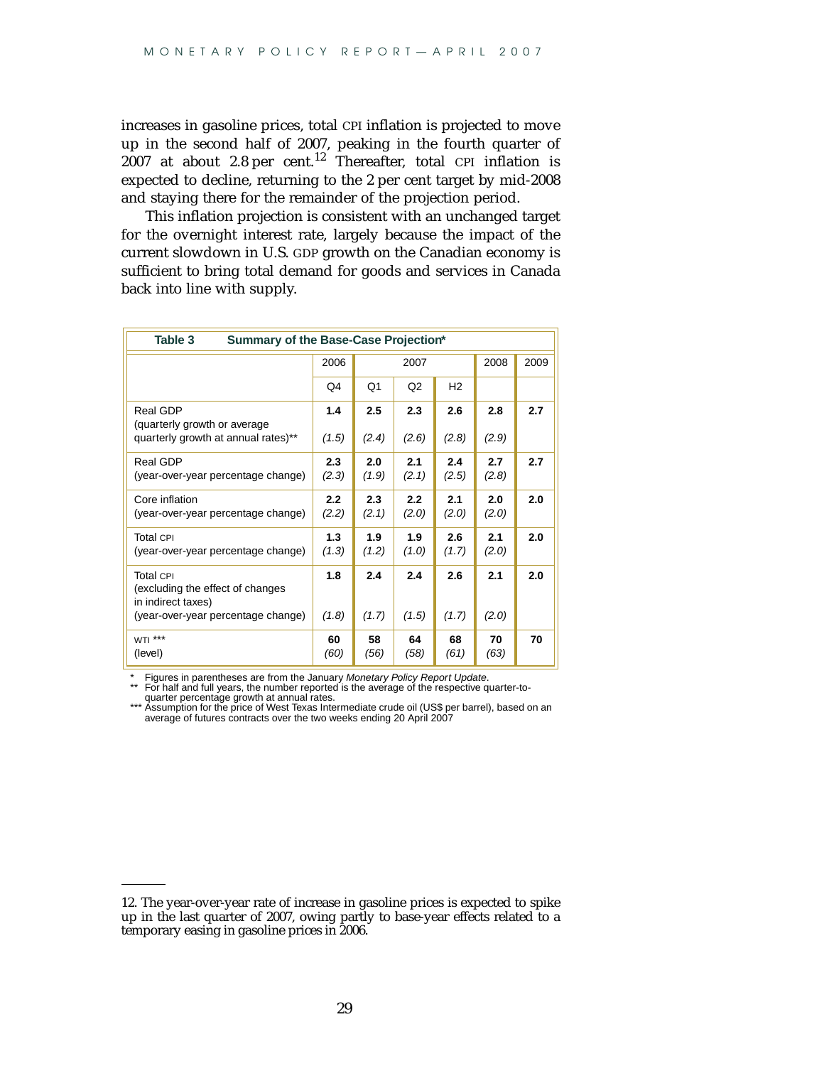increases in gasoline prices, total CPI inflation is projected to move up in the second half of 2007, peaking in the fourth quarter of 2007 at about 2.8 per cent.[12] Thereafter, total CPI inflation is expected to decline, returning to the 2 per cent target by mid-2008 and staying there for the remainder of the projection period.

This inflation projection is consistent with an unchanged target for the overnight interest rate, largely because the impact of the current slowdown in U.S. GDP growth on the Canadian economy is sufficient to bring total demand for goods and services in Canada back into line with supply.

**Table 3 Summary of the Base-Case Projection***

| | 2006 | 2007 | | | 2008 | 2009 |
|---|---|---|---|---|---|---|
| | Q4 | Q1 | Q2 | H2 | | |
| Real GDP (quarterly growth or average quarterly growth at annual rates)** | **1.4** *(1.5)* | **2.5** *(2.4)* | **2.3** *(2.6)* | **2.6** *(2.8)* | **2.8** *(2.9)* | **2.7** |
| Real GDP (year-over-year percentage change) | **2.3** *(2.3)* | **2.0** *(1.9)* | **2.1** *(2.1)* | **2.4** *(2.5)* | **2.7** *(2.8)* | **2.7** |
| Core inflation (year-over-year percentage change) | **2.2** *(2.2)* | **2.3** *(2.1)* | **2.2** *(2.0)* | **2.1** *(2.0)* | **2.0** *(2.0)* | **2.0** |
| Total CPI (year-over-year percentage change) | **1.3** *(1.3)* | **1.9** *(1.2)* | **1.9** *(1.0)* | **2.6** *(1.7)* | **2.1** *(2.0)* | **2.0** |
| Total CPI (excluding the effect of changes in indirect taxes) (year-over-year percentage change) | **1.8** *(1.8)* | **2.4** *(1.7)* | **2.4** *(1.5)* | **2.6** *(1.7)* | **2.1** *(2.0)* | **2.0** |
| WTI *** (level) | **60** *(60)* | **58** *(56)* | **64** *(58)* | **68** *(61)* | **70** *(63)* | **70** |

\* Figures in parentheses are from the January *Monetary Policy Report Update*.
\*\* For half and full years, the number reported is the average of the respective quarter-to-quarter percentage growth at annual rates.
\*\*\* Assumption for the price of West Texas Intermediate crude oil (US$ per barrel), based on an average of futures contracts over the two weeks ending 20 April 2007

12. The year-over-year rate of increase in gasoline prices is expected to spike up in the last quarter of 2007, owing partly to base-year effects related to a temporary easing in gasoline prices in 2006.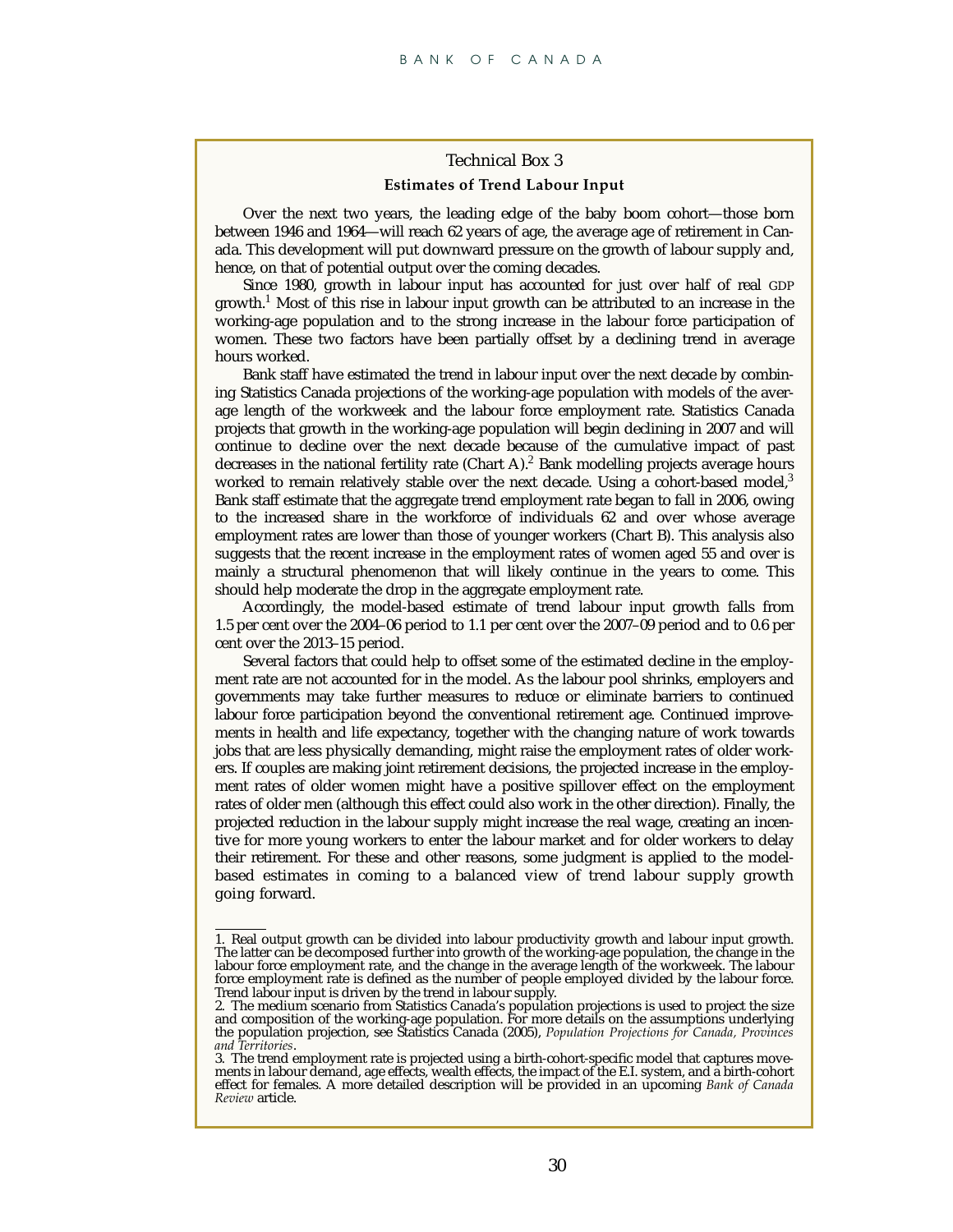## Technical Box 3

### Estimates of Trend Labour Input

Over the next two years, the leading edge of the baby boom cohort—those born between 1946 and 1964—will reach 62 years of age, the average age of retirement in Canada. This development will put downward pressure on the growth of labour supply and, hence, on that of potential output over the coming decades.

Since 1980, growth in labour input has accounted for just over half of real GDP growth.[1] Most of this rise in labour input growth can be attributed to an increase in the working-age population and to the strong increase in the labour force participation of women. These two factors have been partially offset by a declining trend in average hours worked.

Bank staff have estimated the trend in labour input over the next decade by combining Statistics Canada projections of the working-age population with models of the average length of the workweek and the labour force employment rate. Statistics Canada projects that growth in the working-age population will begin declining in 2007 and will continue to decline over the next decade because of the cumulative impact of past decreases in the national fertility rate (Chart A).[2] Bank modelling projects average hours worked to remain relatively stable over the next decade. Using a cohort-based model,[3] Bank staff estimate that the aggregate trend employment rate began to fall in 2006, owing to the increased share in the workforce of individuals 62 and over whose average employment rates are lower than those of younger workers (Chart B). This analysis also suggests that the recent increase in the employment rates of women aged 55 and over is mainly a structural phenomenon that will likely continue in the years to come. This should help moderate the drop in the aggregate employment rate.

Accordingly, the model-based estimate of trend labour input growth falls from 1.5 per cent over the 2004–06 period to 1.1 per cent over the 2007–09 period and to 0.6 per cent over the 2013–15 period.

Several factors that could help to offset some of the estimated decline in the employment rate are not accounted for in the model. As the labour pool shrinks, employers and governments may take further measures to reduce or eliminate barriers to continued labour force participation beyond the conventional retirement age. Continued improvements in health and life expectancy, together with the changing nature of work towards jobs that are less physically demanding, might raise the employment rates of older workers. If couples are making joint retirement decisions, the projected increase in the employment rates of older women might have a positive spillover effect on the employment rates of older men (although this effect could also work in the other direction). Finally, the projected reduction in the labour supply might increase the real wage, creating an incentive for more young workers to enter the labour market and for older workers to delay their retirement. For these and other reasons, some judgment is applied to the model-based estimates in coming to a balanced view of trend labour supply growth going forward.

---

1. Real output growth can be divided into labour productivity growth and labour input growth. The latter can be decomposed further into growth of the working-age population, the change in the labour force employment rate, and the change in the average length of the workweek. The labour force employment rate is defined as the number of people employed divided by the labour force. Trend labour input is driven by the trend in labour supply.

2. The medium scenario from Statistics Canada's population projections is used to project the size and composition of the working-age population. For more details on the assumptions underlying the population projection, see Statistics Canada (2005), *Population Projections for Canada, Provinces and Territories*.

3. The trend employment rate is projected using a birth-cohort-specific model that captures movements in labour demand, age effects, wealth effects, the impact of the E.I. system, and a birth-cohort effect for females. A more detailed description will be provided in an upcoming *Bank of Canada Review* article.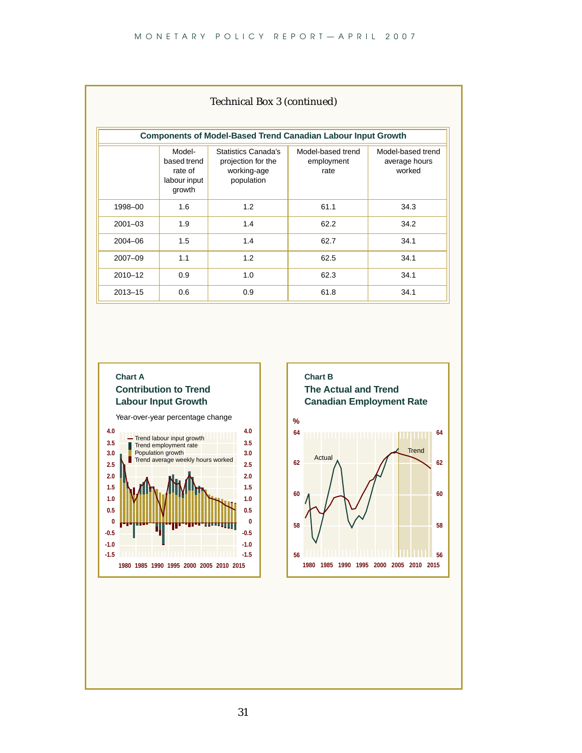Technical Box 3 (continued)

**Components of Model-Based Trend Canadian Labour Input Growth**

| | Model-based trend rate of labour input growth | Statistics Canada's projection for the working-age population | Model-based trend employment rate | Model-based trend average hours worked |
|---|---|---|---|---|
| 1998–00 | 1.6 | 1.2 | 61.1 | 34.3 |
| 2001–03 | 1.9 | 1.4 | 62.2 | 34.2 |
| 2004–06 | 1.5 | 1.4 | 62.7 | 34.1 |
| 2007–09 | 1.1 | 1.2 | 62.5 | 34.1 |
| 2010–12 | 0.9 | 1.0 | 62.3 | 34.1 |
| 2013–15 | 0.6 | 0.9 | 61.8 | 34.1 |

**Chart A**

**Contribution to Trend Labour Input Growth**

Year-over-year percentage change

**Chart B**

**The Actual and Trend Canadian Employment Rate**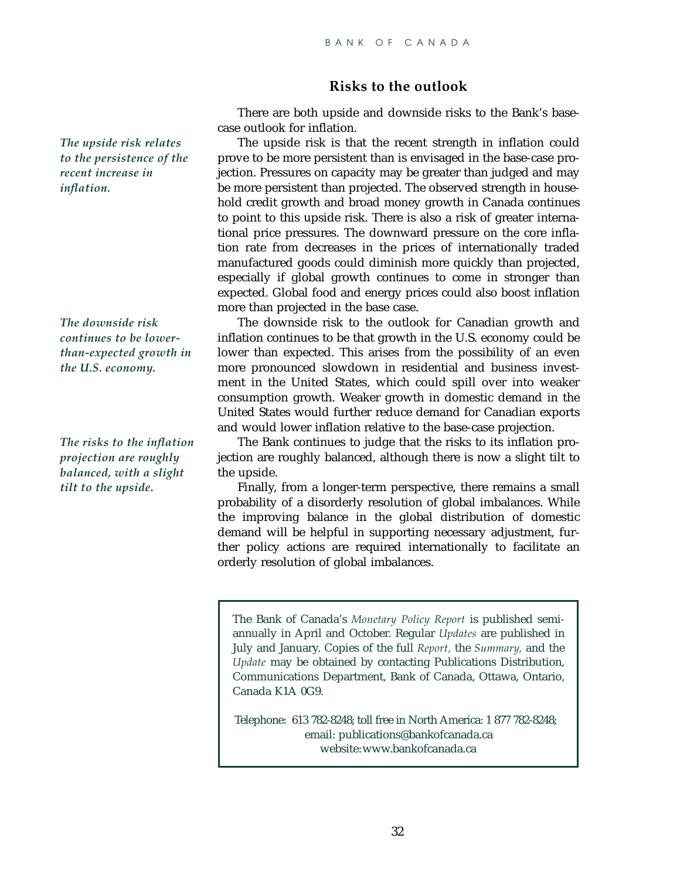## Risks to the outlook

There are both upside and downside risks to the Bank's base-case outlook for inflation.

*The upside risk relates to the persistence of the recent increase in inflation.*

The upside risk is that the recent strength in inflation could prove to be more persistent than is envisaged in the base-case projection. Pressures on capacity may be greater than judged and may be more persistent than projected. The observed strength in household credit growth and broad money growth in Canada continues to point to this upside risk. There is also a risk of greater international price pressures. The downward pressure on the core inflation rate from decreases in the prices of internationally traded manufactured goods could diminish more quickly than projected, especially if global growth continues to come in stronger than expected. Global food and energy prices could also boost inflation more than projected in the base case.

*The downside risk continues to be lower-than-expected growth in the U.S. economy.*

The downside risk to the outlook for Canadian growth and inflation continues to be that growth in the U.S. economy could be lower than expected. This arises from the possibility of an even more pronounced slowdown in residential and business investment in the United States, which could spill over into weaker consumption growth. Weaker growth in domestic demand in the United States would further reduce demand for Canadian exports and would lower inflation relative to the base-case projection.

*The risks to the inflation projection are roughly balanced, with a slight tilt to the upside.*

The Bank continues to judge that the risks to its inflation projection are roughly balanced, although there is now a slight tilt to the upside.

Finally, from a longer-term perspective, there remains a small probability of a disorderly resolution of global imbalances. While the improving balance in the global distribution of domestic demand will be helpful in supporting necessary adjustment, further policy actions are required internationally to facilitate an orderly resolution of global imbalances.

---

The Bank of Canada's *Monetary Policy Report* is published semi-annually in April and October. Regular *Updates* are published in July and January. Copies of the full *Report,* the *Summary,* and the *Update* may be obtained by contacting Publications Distribution, Communications Department, Bank of Canada, Ottawa, Ontario, Canada K1A 0G9.

Telephone: 613 782-8248; toll free in North America: 1 877 782-8248;
email: publications@bankofcanada.ca
website:www.bankofcanada.ca